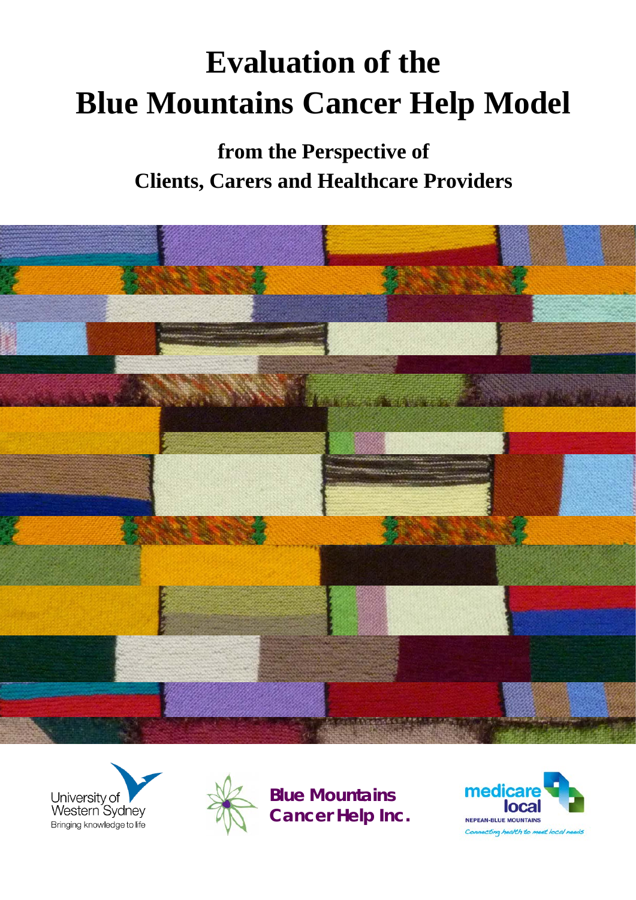# Evaluation of the Blue Mountains Cancer Help Model

## from the Perspective of Clients, Carers and Healthcare Providers

University of Western Sydney
Bringing knowledge to life

Blue Mountains Cancer Help Inc.

medicare local
NEPEAN-BLUE MOUNTAINS
Connecting health to meet local needs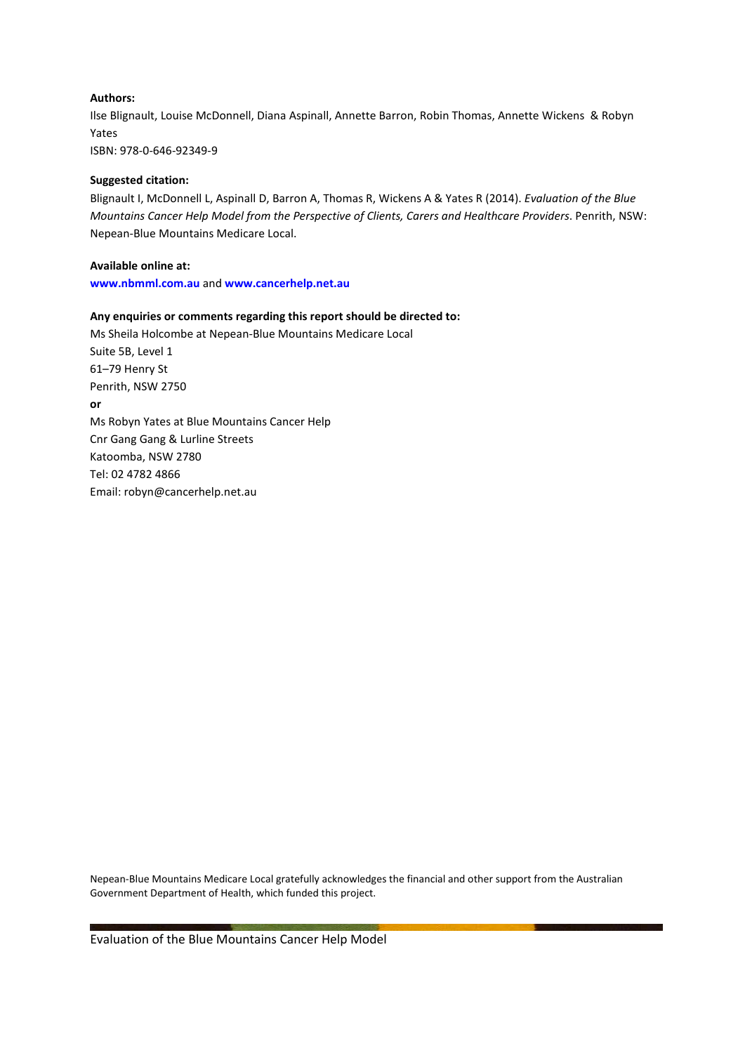**Authors:**

Ilse Blignault, Louise McDonnell, Diana Aspinall, Annette Barron, Robin Thomas, Annette Wickens & Robyn Yates

ISBN: 978-0-646-92349-9

**Suggested citation:**

Blignault I, McDonnell L, Aspinall D, Barron A, Thomas R, Wickens A & Yates R (2014). *Evaluation of the Blue Mountains Cancer Help Model from the Perspective of Clients, Carers and Healthcare Providers*. Penrith, NSW: Nepean-Blue Mountains Medicare Local.

**Available online at:**

**www.nbmml.com.au** and **www.cancerhelp.net.au**

**Any enquiries or comments regarding this report should be directed to:**

Ms Sheila Holcombe at Nepean-Blue Mountains Medicare Local
Suite 5B, Level 1
61–79 Henry St
Penrith, NSW 2750

**or**

Ms Robyn Yates at Blue Mountains Cancer Help
Cnr Gang Gang & Lurline Streets
Katoomba, NSW 2780
Tel: 02 4782 4866
Email: robyn@cancerhelp.net.au

Nepean-Blue Mountains Medicare Local gratefully acknowledges the financial and other support from the Australian Government Department of Health, which funded this project.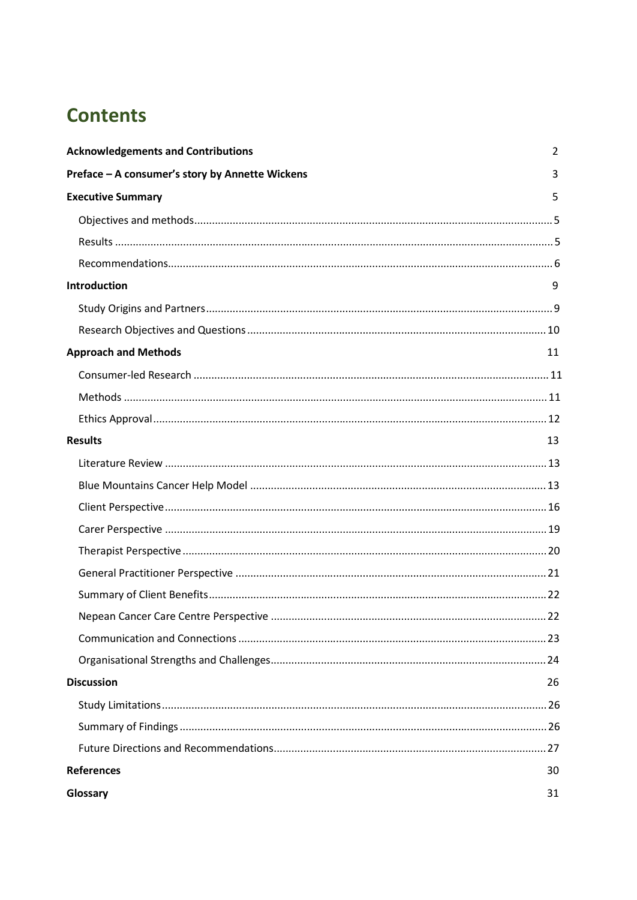# Contents

**Acknowledgements and Contributions** 2

**Preface – A consumer's story by Annette Wickens** 3

**Executive Summary** 5

- Objectives and methods 5
- Results 5
- Recommendations 6

**Introduction** 9

- Study Origins and Partners 9
- Research Objectives and Questions 10

**Approach and Methods** 11

- Consumer-led Research 11
- Methods 11
- Ethics Approval 12

**Results** 13

- Literature Review 13
- Blue Mountains Cancer Help Model 13
- Client Perspective 16
- Carer Perspective 19
- Therapist Perspective 20
- General Practitioner Perspective 21
- Summary of Client Benefits 22
- Nepean Cancer Care Centre Perspective 22
- Communication and Connections 23
- Organisational Strengths and Challenges 24

**Discussion** 26

- Study Limitations 26
- Summary of Findings 26
- Future Directions and Recommendations 27

**References** 30

**Glossary** 31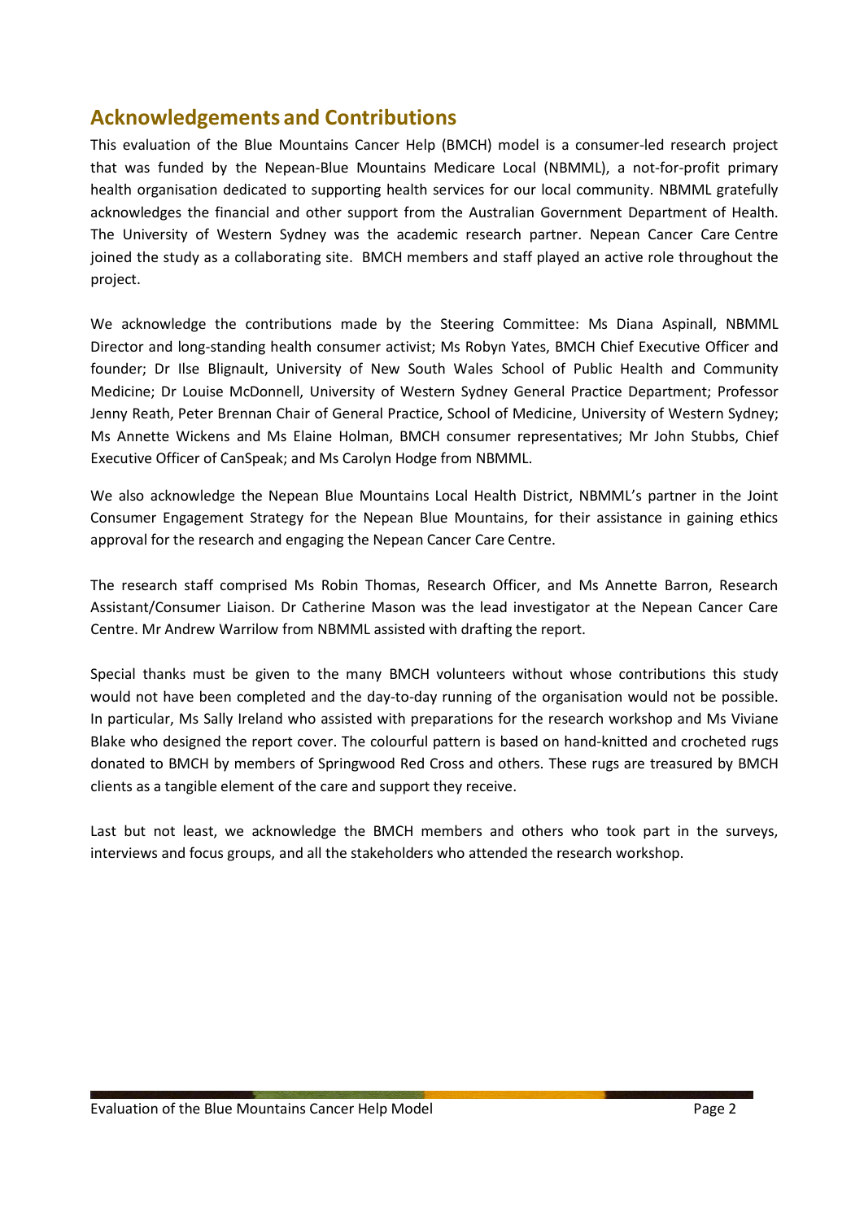## Acknowledgements and Contributions

This evaluation of the Blue Mountains Cancer Help (BMCH) model is a consumer-led research project that was funded by the Nepean-Blue Mountains Medicare Local (NBMML), a not-for-profit primary health organisation dedicated to supporting health services for our local community. NBMML gratefully acknowledges the financial and other support from the Australian Government Department of Health. The University of Western Sydney was the academic research partner. Nepean Cancer Care Centre joined the study as a collaborating site. BMCH members and staff played an active role throughout the project.

We acknowledge the contributions made by the Steering Committee: Ms Diana Aspinall, NBMML Director and long-standing health consumer activist; Ms Robyn Yates, BMCH Chief Executive Officer and founder; Dr Ilse Blignault, University of New South Wales School of Public Health and Community Medicine; Dr Louise McDonnell, University of Western Sydney General Practice Department; Professor Jenny Reath, Peter Brennan Chair of General Practice, School of Medicine, University of Western Sydney; Ms Annette Wickens and Ms Elaine Holman, BMCH consumer representatives; Mr John Stubbs, Chief Executive Officer of CanSpeak; and Ms Carolyn Hodge from NBMML.

We also acknowledge the Nepean Blue Mountains Local Health District, NBMML's partner in the Joint Consumer Engagement Strategy for the Nepean Blue Mountains, for their assistance in gaining ethics approval for the research and engaging the Nepean Cancer Care Centre.

The research staff comprised Ms Robin Thomas, Research Officer, and Ms Annette Barron, Research Assistant/Consumer Liaison. Dr Catherine Mason was the lead investigator at the Nepean Cancer Care Centre. Mr Andrew Warrilow from NBMML assisted with drafting the report.

Special thanks must be given to the many BMCH volunteers without whose contributions this study would not have been completed and the day-to-day running of the organisation would not be possible. In particular, Ms Sally Ireland who assisted with preparations for the research workshop and Ms Viviane Blake who designed the report cover. The colourful pattern is based on hand-knitted and crocheted rugs donated to BMCH by members of Springwood Red Cross and others. These rugs are treasured by BMCH clients as a tangible element of the care and support they receive.

Last but not least, we acknowledge the BMCH members and others who took part in the surveys, interviews and focus groups, and all the stakeholders who attended the research workshop.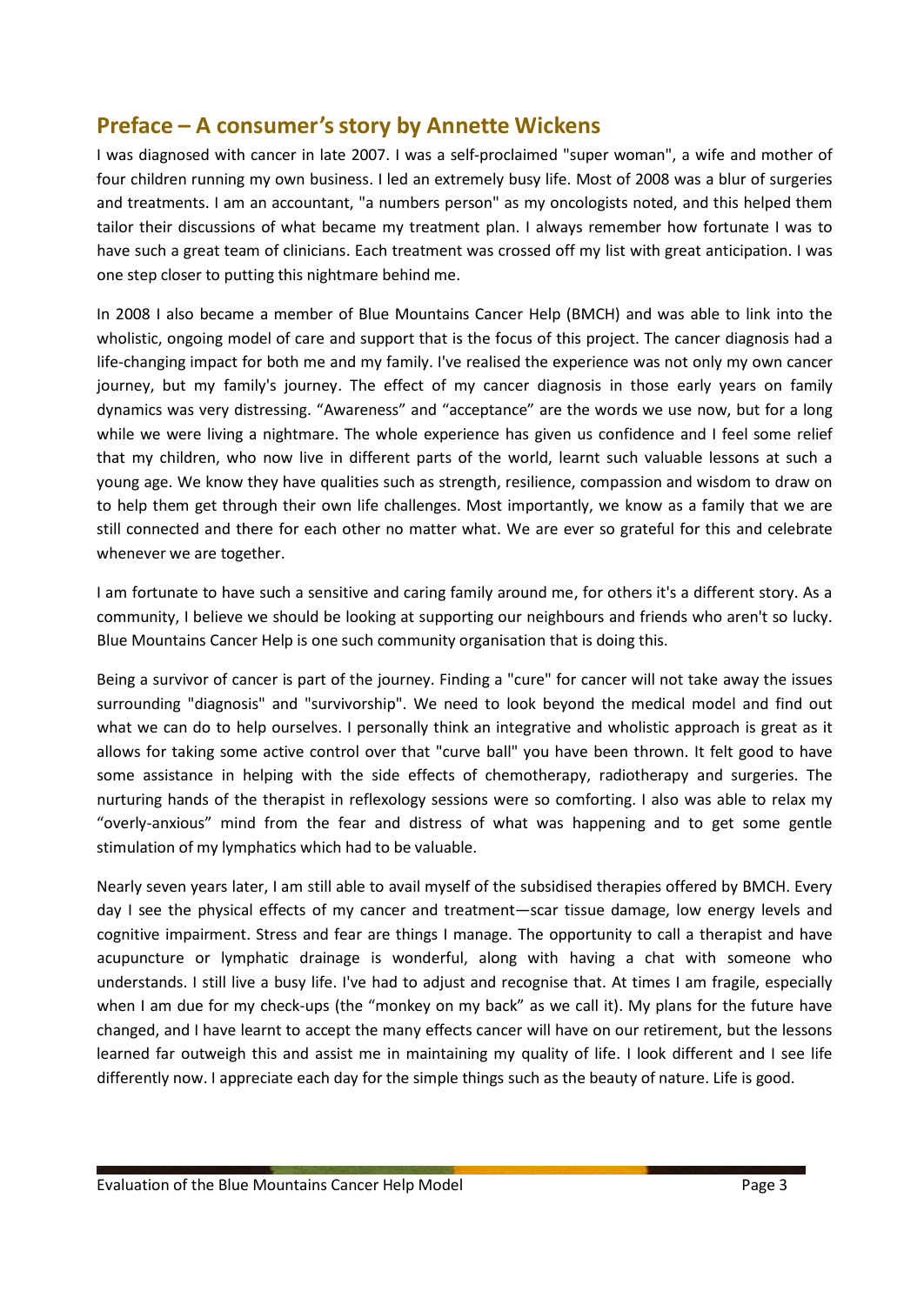## Preface – A consumer's story by Annette Wickens

I was diagnosed with cancer in late 2007. I was a self-proclaimed "super woman", a wife and mother of four children running my own business. I led an extremely busy life. Most of 2008 was a blur of surgeries and treatments. I am an accountant, "a numbers person" as my oncologists noted, and this helped them tailor their discussions of what became my treatment plan. I always remember how fortunate I was to have such a great team of clinicians. Each treatment was crossed off my list with great anticipation. I was one step closer to putting this nightmare behind me.

In 2008 I also became a member of Blue Mountains Cancer Help (BMCH) and was able to link into the wholistic, ongoing model of care and support that is the focus of this project. The cancer diagnosis had a life-changing impact for both me and my family. I've realised the experience was not only my own cancer journey, but my family's journey. The effect of my cancer diagnosis in those early years on family dynamics was very distressing. "Awareness" and "acceptance" are the words we use now, but for a long while we were living a nightmare. The whole experience has given us confidence and I feel some relief that my children, who now live in different parts of the world, learnt such valuable lessons at such a young age. We know they have qualities such as strength, resilience, compassion and wisdom to draw on to help them get through their own life challenges. Most importantly, we know as a family that we are still connected and there for each other no matter what. We are ever so grateful for this and celebrate whenever we are together.

I am fortunate to have such a sensitive and caring family around me, for others it's a different story. As a community, I believe we should be looking at supporting our neighbours and friends who aren't so lucky. Blue Mountains Cancer Help is one such community organisation that is doing this.

Being a survivor of cancer is part of the journey. Finding a "cure" for cancer will not take away the issues surrounding "diagnosis" and "survivorship". We need to look beyond the medical model and find out what we can do to help ourselves. I personally think an integrative and wholistic approach is great as it allows for taking some active control over that "curve ball" you have been thrown. It felt good to have some assistance in helping with the side effects of chemotherapy, radiotherapy and surgeries. The nurturing hands of the therapist in reflexology sessions were so comforting. I also was able to relax my "overly-anxious" mind from the fear and distress of what was happening and to get some gentle stimulation of my lymphatics which had to be valuable.

Nearly seven years later, I am still able to avail myself of the subsidised therapies offered by BMCH. Every day I see the physical effects of my cancer and treatment—scar tissue damage, low energy levels and cognitive impairment. Stress and fear are things I manage. The opportunity to call a therapist and have acupuncture or lymphatic drainage is wonderful, along with having a chat with someone who understands. I still live a busy life. I've had to adjust and recognise that. At times I am fragile, especially when I am due for my check-ups (the "monkey on my back" as we call it). My plans for the future have changed, and I have learnt to accept the many effects cancer will have on our retirement, but the lessons learned far outweigh this and assist me in maintaining my quality of life. I look different and I see life differently now. I appreciate each day for the simple things such as the beauty of nature. Life is good.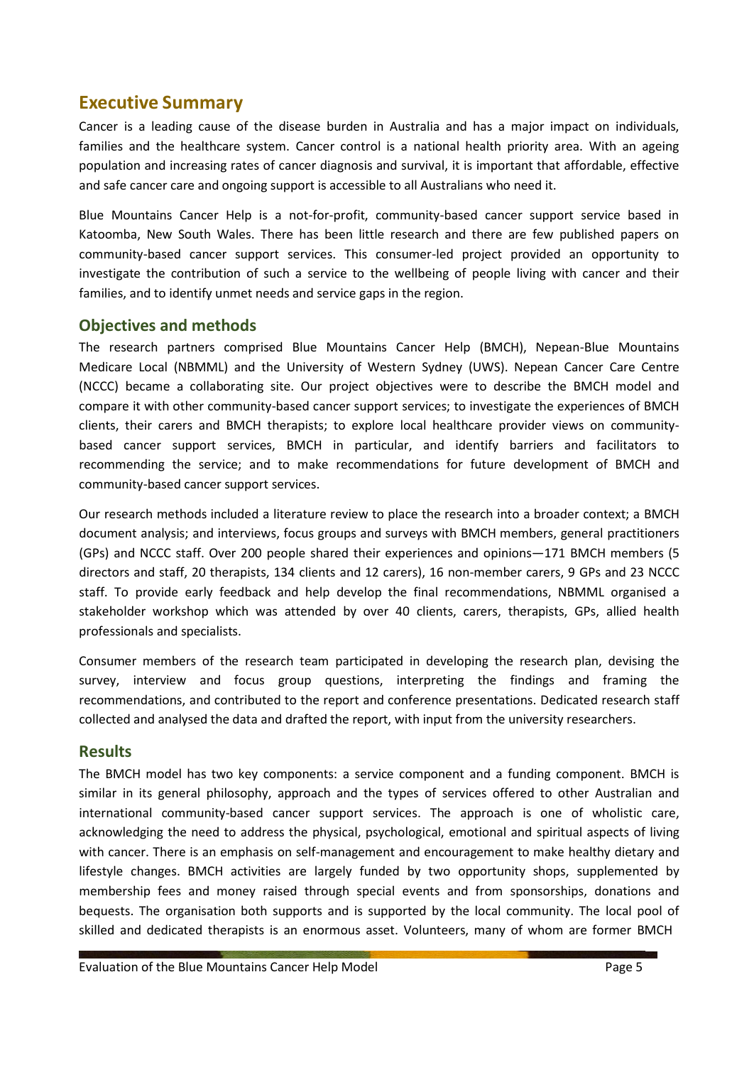# Executive Summary

Cancer is a leading cause of the disease burden in Australia and has a major impact on individuals, families and the healthcare system. Cancer control is a national health priority area. With an ageing population and increasing rates of cancer diagnosis and survival, it is important that affordable, effective and safe cancer care and ongoing support is accessible to all Australians who need it.

Blue Mountains Cancer Help is a not-for-profit, community-based cancer support service based in Katoomba, New South Wales. There has been little research and there are few published papers on community-based cancer support services. This consumer-led project provided an opportunity to investigate the contribution of such a service to the wellbeing of people living with cancer and their families, and to identify unmet needs and service gaps in the region.

## Objectives and methods

The research partners comprised Blue Mountains Cancer Help (BMCH), Nepean-Blue Mountains Medicare Local (NBMML) and the University of Western Sydney (UWS). Nepean Cancer Care Centre (NCCC) became a collaborating site. Our project objectives were to describe the BMCH model and compare it with other community-based cancer support services; to investigate the experiences of BMCH clients, their carers and BMCH therapists; to explore local healthcare provider views on community-based cancer support services, BMCH in particular, and identify barriers and facilitators to recommending the service; and to make recommendations for future development of BMCH and community-based cancer support services.

Our research methods included a literature review to place the research into a broader context; a BMCH document analysis; and interviews, focus groups and surveys with BMCH members, general practitioners (GPs) and NCCC staff. Over 200 people shared their experiences and opinions—171 BMCH members (5 directors and staff, 20 therapists, 134 clients and 12 carers), 16 non-member carers, 9 GPs and 23 NCCC staff. To provide early feedback and help develop the final recommendations, NBMML organised a stakeholder workshop which was attended by over 40 clients, carers, therapists, GPs, allied health professionals and specialists.

Consumer members of the research team participated in developing the research plan, devising the survey, interview and focus group questions, interpreting the findings and framing the recommendations, and contributed to the report and conference presentations. Dedicated research staff collected and analysed the data and drafted the report, with input from the university researchers.

## Results

The BMCH model has two key components: a service component and a funding component. BMCH is similar in its general philosophy, approach and the types of services offered to other Australian and international community-based cancer support services. The approach is one of wholistic care, acknowledging the need to address the physical, psychological, emotional and spiritual aspects of living with cancer. There is an emphasis on self-management and encouragement to make healthy dietary and lifestyle changes. BMCH activities are largely funded by two opportunity shops, supplemented by membership fees and money raised through special events and from sponsorships, donations and bequests. The organisation both supports and is supported by the local community. The local pool of skilled and dedicated therapists is an enormous asset. Volunteers, many of whom are former BMCH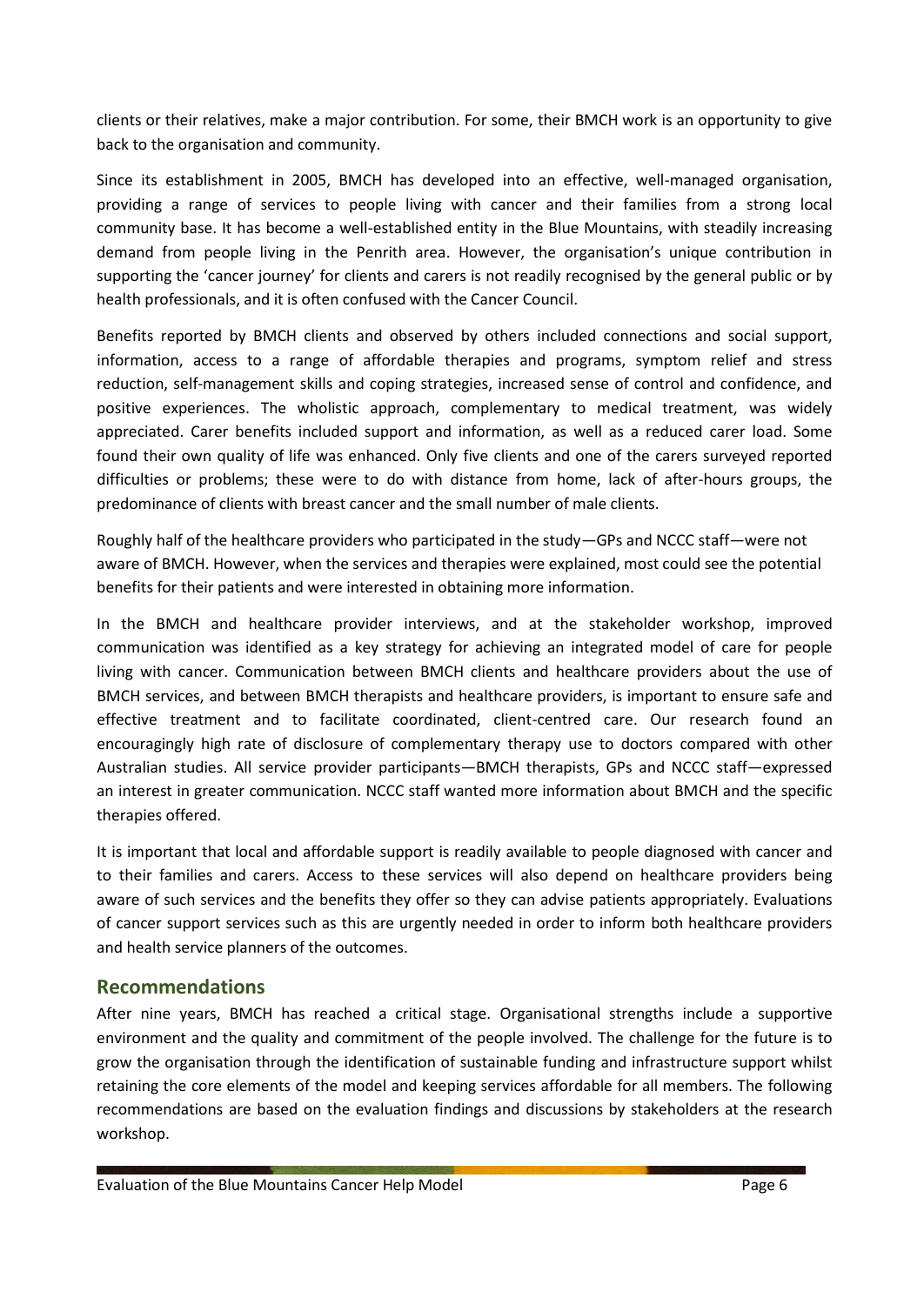clients or their relatives, make a major contribution. For some, their BMCH work is an opportunity to give back to the organisation and community.

Since its establishment in 2005, BMCH has developed into an effective, well-managed organisation, providing a range of services to people living with cancer and their families from a strong local community base. It has become a well-established entity in the Blue Mountains, with steadily increasing demand from people living in the Penrith area. However, the organisation's unique contribution in supporting the 'cancer journey' for clients and carers is not readily recognised by the general public or by health professionals, and it is often confused with the Cancer Council.

Benefits reported by BMCH clients and observed by others included connections and social support, information, access to a range of affordable therapies and programs, symptom relief and stress reduction, self-management skills and coping strategies, increased sense of control and confidence, and positive experiences. The wholistic approach, complementary to medical treatment, was widely appreciated. Carer benefits included support and information, as well as a reduced carer load. Some found their own quality of life was enhanced. Only five clients and one of the carers surveyed reported difficulties or problems; these were to do with distance from home, lack of after-hours groups, the predominance of clients with breast cancer and the small number of male clients.

Roughly half of the healthcare providers who participated in the study—GPs and NCCC staff—were not aware of BMCH. However, when the services and therapies were explained, most could see the potential benefits for their patients and were interested in obtaining more information.

In the BMCH and healthcare provider interviews, and at the stakeholder workshop, improved communication was identified as a key strategy for achieving an integrated model of care for people living with cancer. Communication between BMCH clients and healthcare providers about the use of BMCH services, and between BMCH therapists and healthcare providers, is important to ensure safe and effective treatment and to facilitate coordinated, client-centred care. Our research found an encouragingly high rate of disclosure of complementary therapy use to doctors compared with other Australian studies. All service provider participants—BMCH therapists, GPs and NCCC staff—expressed an interest in greater communication. NCCC staff wanted more information about BMCH and the specific therapies offered.

It is important that local and affordable support is readily available to people diagnosed with cancer and to their families and carers. Access to these services will also depend on healthcare providers being aware of such services and the benefits they offer so they can advise patients appropriately. Evaluations of cancer support services such as this are urgently needed in order to inform both healthcare providers and health service planners of the outcomes.

## Recommendations

After nine years, BMCH has reached a critical stage. Organisational strengths include a supportive environment and the quality and commitment of the people involved. The challenge for the future is to grow the organisation through the identification of sustainable funding and infrastructure support whilst retaining the core elements of the model and keeping services affordable for all members. The following recommendations are based on the evaluation findings and discussions by stakeholders at the research workshop.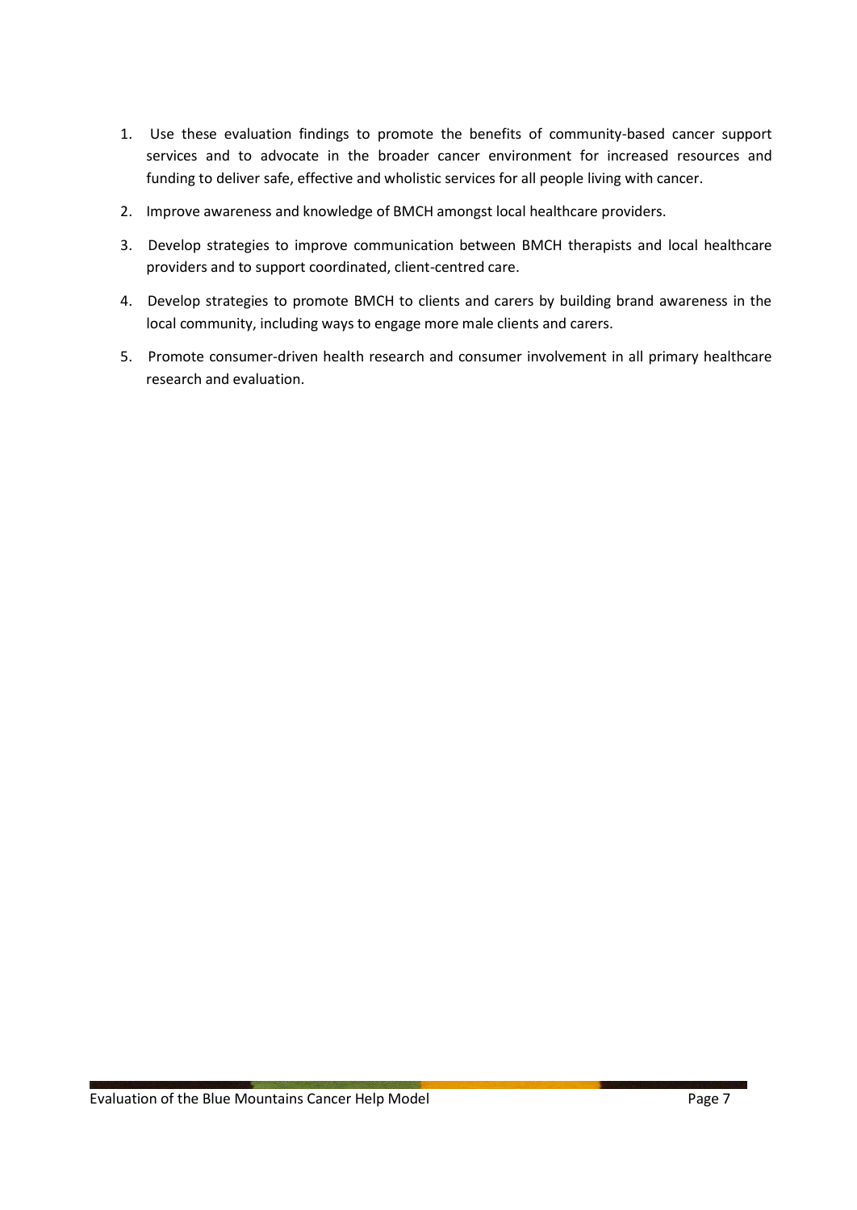1. Use these evaluation findings to promote the benefits of community-based cancer support services and to advocate in the broader cancer environment for increased resources and funding to deliver safe, effective and wholistic services for all people living with cancer.
2. Improve awareness and knowledge of BMCH amongst local healthcare providers.
3. Develop strategies to improve communication between BMCH therapists and local healthcare providers and to support coordinated, client-centred care.
4. Develop strategies to promote BMCH to clients and carers by building brand awareness in the local community, including ways to engage more male clients and carers.
5. Promote consumer-driven health research and consumer involvement in all primary healthcare research and evaluation.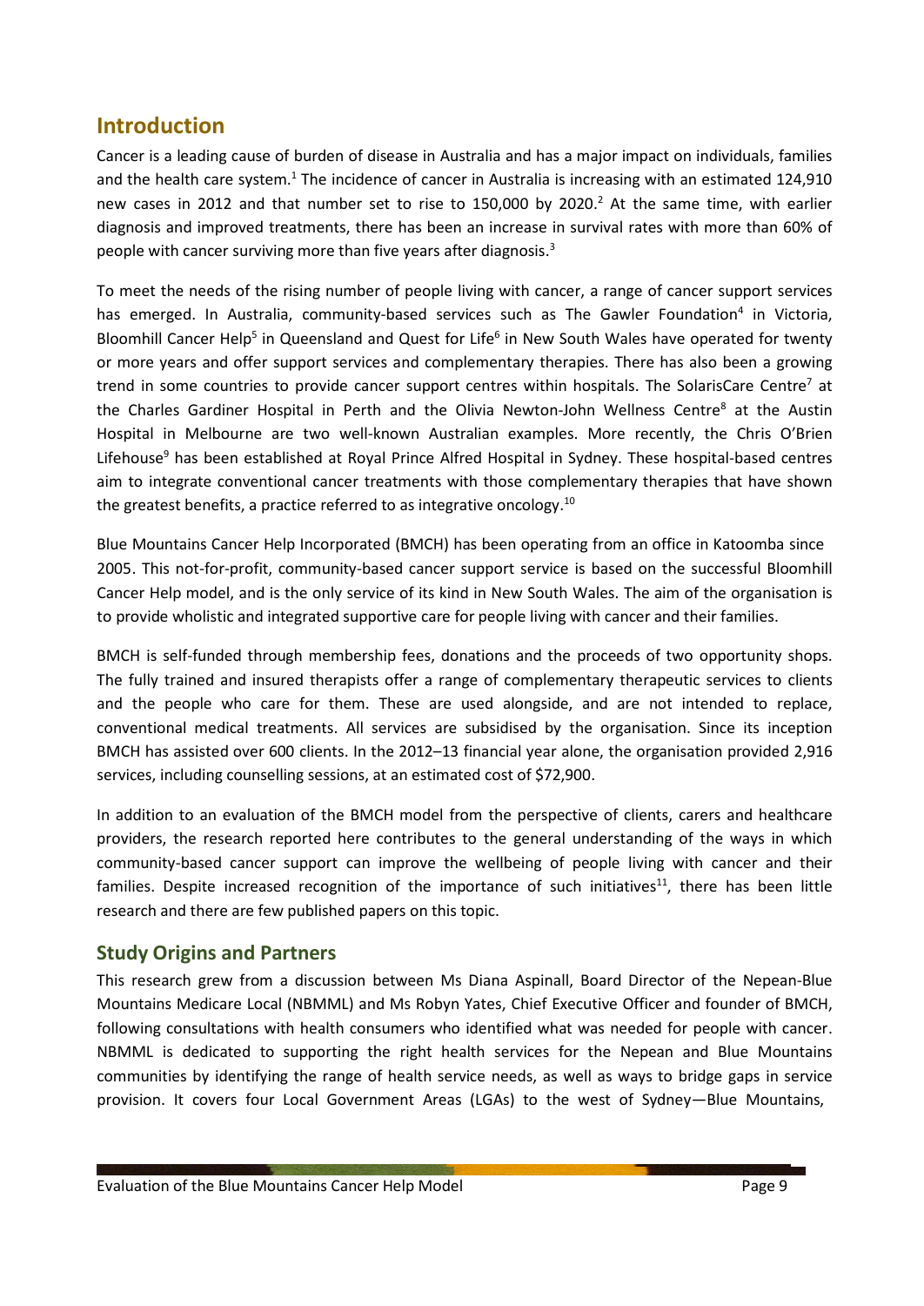## Introduction

Cancer is a leading cause of burden of disease in Australia and has a major impact on individuals, families and the health care system.[1] The incidence of cancer in Australia is increasing with an estimated 124,910 new cases in 2012 and that number set to rise to 150,000 by 2020.[2] At the same time, with earlier diagnosis and improved treatments, there has been an increase in survival rates with more than 60% of people with cancer surviving more than five years after diagnosis.[3]

To meet the needs of the rising number of people living with cancer, a range of cancer support services has emerged. In Australia, community-based services such as The Gawler Foundation[4] in Victoria, Bloomhill Cancer Help[5] in Queensland and Quest for Life[6] in New South Wales have operated for twenty or more years and offer support services and complementary therapies. There has also been a growing trend in some countries to provide cancer support centres within hospitals. The SolarisCare Centre[7] at the Charles Gardiner Hospital in Perth and the Olivia Newton-John Wellness Centre[8] at the Austin Hospital in Melbourne are two well-known Australian examples. More recently, the Chris O'Brien Lifehouse[9] has been established at Royal Prince Alfred Hospital in Sydney. These hospital-based centres aim to integrate conventional cancer treatments with those complementary therapies that have shown the greatest benefits, a practice referred to as integrative oncology.[10]

Blue Mountains Cancer Help Incorporated (BMCH) has been operating from an office in Katoomba since 2005. This not-for-profit, community-based cancer support service is based on the successful Bloomhill Cancer Help model, and is the only service of its kind in New South Wales. The aim of the organisation is to provide wholistic and integrated supportive care for people living with cancer and their families.

BMCH is self-funded through membership fees, donations and the proceeds of two opportunity shops. The fully trained and insured therapists offer a range of complementary therapeutic services to clients and the people who care for them. These are used alongside, and are not intended to replace, conventional medical treatments. All services are subsidised by the organisation. Since its inception BMCH has assisted over 600 clients. In the 2012–13 financial year alone, the organisation provided 2,916 services, including counselling sessions, at an estimated cost of $72,900.

In addition to an evaluation of the BMCH model from the perspective of clients, carers and healthcare providers, the research reported here contributes to the general understanding of the ways in which community-based cancer support can improve the wellbeing of people living with cancer and their families. Despite increased recognition of the importance of such initiatives[11], there has been little research and there are few published papers on this topic.

### Study Origins and Partners

This research grew from a discussion between Ms Diana Aspinall, Board Director of the Nepean-Blue Mountains Medicare Local (NBMML) and Ms Robyn Yates, Chief Executive Officer and founder of BMCH, following consultations with health consumers who identified what was needed for people with cancer. NBMML is dedicated to supporting the right health services for the Nepean and Blue Mountains communities by identifying the range of health service needs, as well as ways to bridge gaps in service provision. It covers four Local Government Areas (LGAs) to the west of Sydney—Blue Mountains,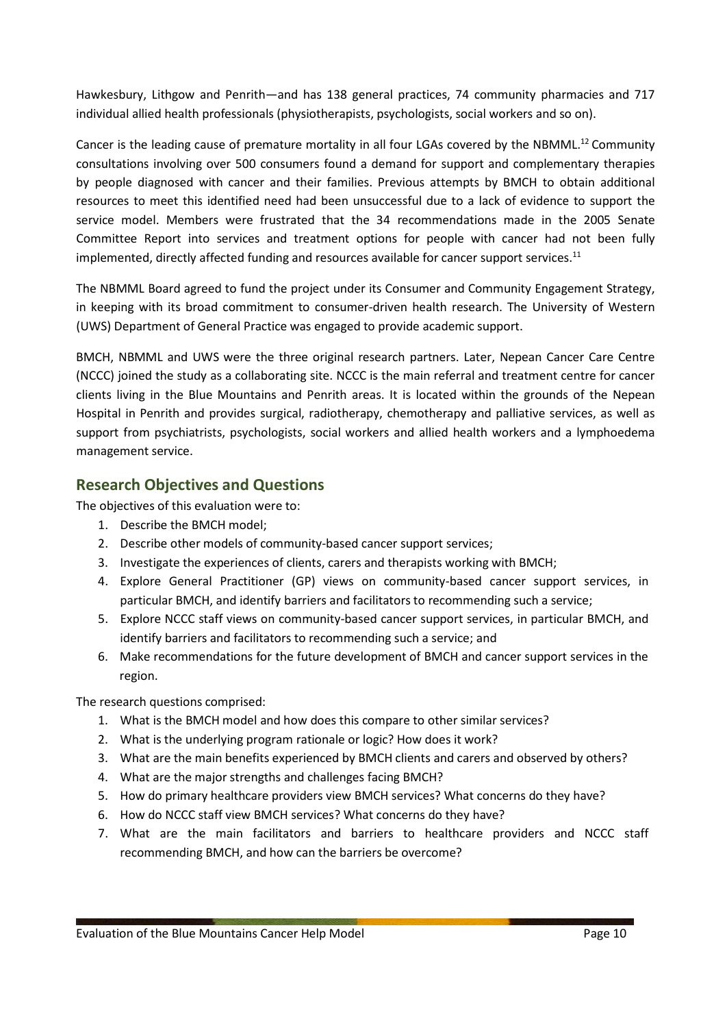Hawkesbury, Lithgow and Penrith—and has 138 general practices, 74 community pharmacies and 717 individual allied health professionals (physiotherapists, psychologists, social workers and so on).

Cancer is the leading cause of premature mortality in all four LGAs covered by the NBMML.[12] Community consultations involving over 500 consumers found a demand for support and complementary therapies by people diagnosed with cancer and their families. Previous attempts by BMCH to obtain additional resources to meet this identified need had been unsuccessful due to a lack of evidence to support the service model. Members were frustrated that the 34 recommendations made in the 2005 Senate Committee Report into services and treatment options for people with cancer had not been fully implemented, directly affected funding and resources available for cancer support services.[11]

The NBMML Board agreed to fund the project under its Consumer and Community Engagement Strategy, in keeping with its broad commitment to consumer-driven health research. The University of Western (UWS) Department of General Practice was engaged to provide academic support.

BMCH, NBMML and UWS were the three original research partners. Later, Nepean Cancer Care Centre (NCCC) joined the study as a collaborating site. NCCC is the main referral and treatment centre for cancer clients living in the Blue Mountains and Penrith areas. It is located within the grounds of the Nepean Hospital in Penrith and provides surgical, radiotherapy, chemotherapy and palliative services, as well as support from psychiatrists, psychologists, social workers and allied health workers and a lymphoedema management service.

## Research Objectives and Questions

The objectives of this evaluation were to:

1. Describe the BMCH model;
2. Describe other models of community-based cancer support services;
3. Investigate the experiences of clients, carers and therapists working with BMCH;
4. Explore General Practitioner (GP) views on community-based cancer support services, in particular BMCH, and identify barriers and facilitators to recommending such a service;
5. Explore NCCC staff views on community-based cancer support services, in particular BMCH, and identify barriers and facilitators to recommending such a service; and
6. Make recommendations for the future development of BMCH and cancer support services in the region.

The research questions comprised:

1. What is the BMCH model and how does this compare to other similar services?
2. What is the underlying program rationale or logic? How does it work?
3. What are the main benefits experienced by BMCH clients and carers and observed by others?
4. What are the major strengths and challenges facing BMCH?
5. How do primary healthcare providers view BMCH services? What concerns do they have?
6. How do NCCC staff view BMCH services? What concerns do they have?
7. What are the main facilitators and barriers to healthcare providers and NCCC staff recommending BMCH, and how can the barriers be overcome?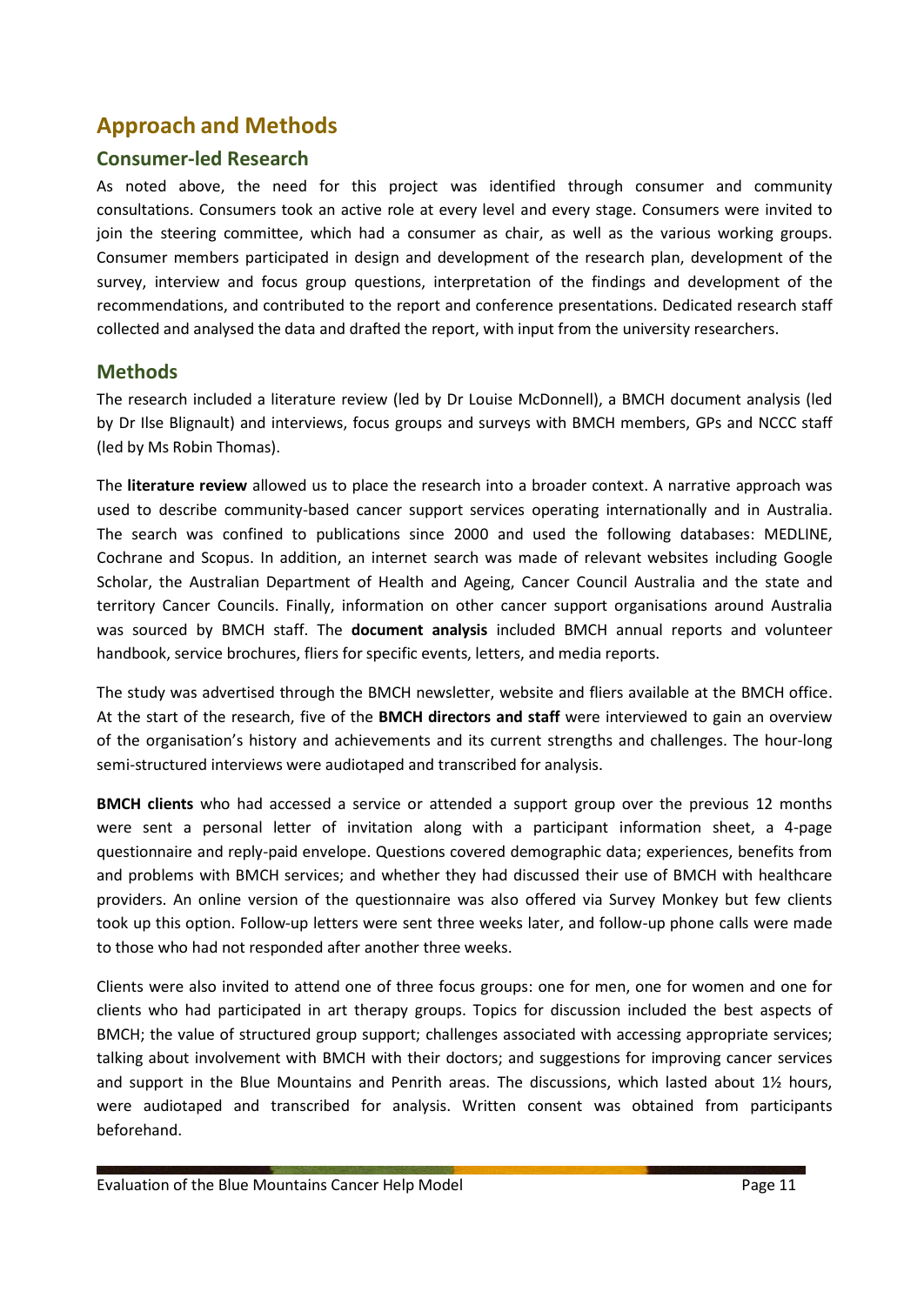# Approach and Methods

## Consumer-led Research

As noted above, the need for this project was identified through consumer and community consultations. Consumers took an active role at every level and every stage. Consumers were invited to join the steering committee, which had a consumer as chair, as well as the various working groups. Consumer members participated in design and development of the research plan, development of the survey, interview and focus group questions, interpretation of the findings and development of the recommendations, and contributed to the report and conference presentations. Dedicated research staff collected and analysed the data and drafted the report, with input from the university researchers.

## Methods

The research included a literature review (led by Dr Louise McDonnell), a BMCH document analysis (led by Dr Ilse Blignault) and interviews, focus groups and surveys with BMCH members, GPs and NCCC staff (led by Ms Robin Thomas).

The **literature review** allowed us to place the research into a broader context. A narrative approach was used to describe community-based cancer support services operating internationally and in Australia. The search was confined to publications since 2000 and used the following databases: MEDLINE, Cochrane and Scopus. In addition, an internet search was made of relevant websites including Google Scholar, the Australian Department of Health and Ageing, Cancer Council Australia and the state and territory Cancer Councils. Finally, information on other cancer support organisations around Australia was sourced by BMCH staff. The **document analysis** included BMCH annual reports and volunteer handbook, service brochures, fliers for specific events, letters, and media reports.

The study was advertised through the BMCH newsletter, website and fliers available at the BMCH office. At the start of the research, five of the **BMCH directors and staff** were interviewed to gain an overview of the organisation's history and achievements and its current strengths and challenges. The hour-long semi-structured interviews were audiotaped and transcribed for analysis.

**BMCH clients** who had accessed a service or attended a support group over the previous 12 months were sent a personal letter of invitation along with a participant information sheet, a 4-page questionnaire and reply-paid envelope. Questions covered demographic data; experiences, benefits from and problems with BMCH services; and whether they had discussed their use of BMCH with healthcare providers. An online version of the questionnaire was also offered via Survey Monkey but few clients took up this option. Follow-up letters were sent three weeks later, and follow-up phone calls were made to those who had not responded after another three weeks.

Clients were also invited to attend one of three focus groups: one for men, one for women and one for clients who had participated in art therapy groups. Topics for discussion included the best aspects of BMCH; the value of structured group support; challenges associated with accessing appropriate services; talking about involvement with BMCH with their doctors; and suggestions for improving cancer services and support in the Blue Mountains and Penrith areas. The discussions, which lasted about 1½ hours, were audiotaped and transcribed for analysis. Written consent was obtained from participants beforehand.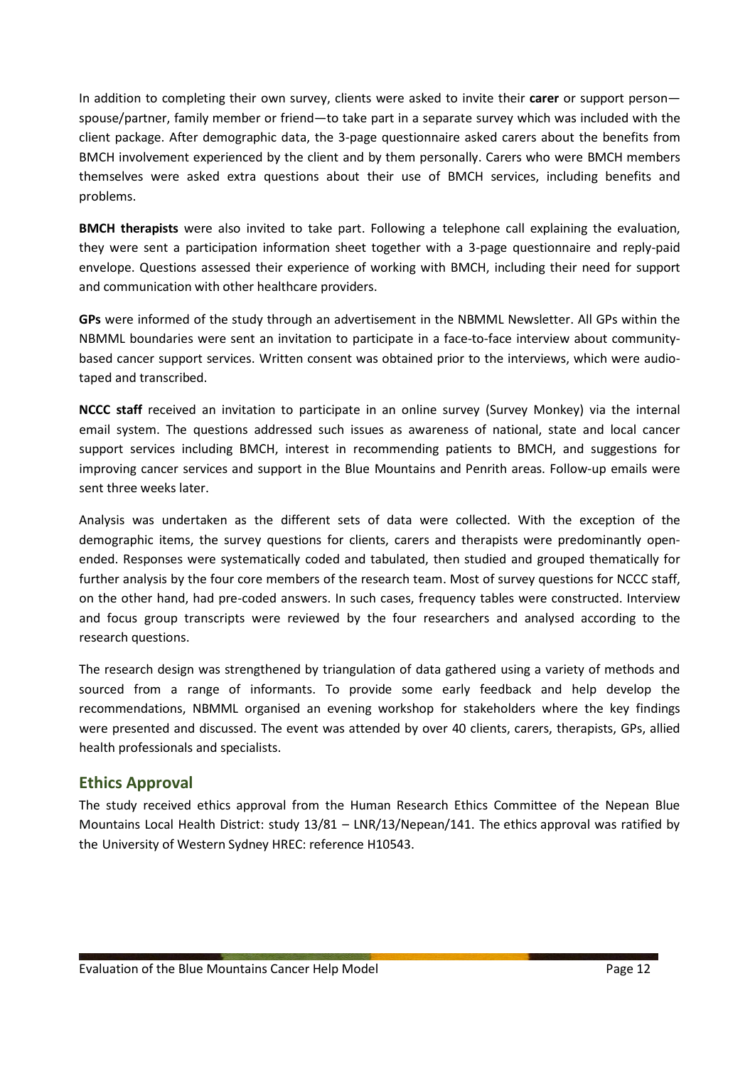In addition to completing their own survey, clients were asked to invite their **carer** or support person—spouse/partner, family member or friend—to take part in a separate survey which was included with the client package. After demographic data, the 3-page questionnaire asked carers about the benefits from BMCH involvement experienced by the client and by them personally. Carers who were BMCH members themselves were asked extra questions about their use of BMCH services, including benefits and problems.

**BMCH therapists** were also invited to take part. Following a telephone call explaining the evaluation, they were sent a participation information sheet together with a 3-page questionnaire and reply-paid envelope. Questions assessed their experience of working with BMCH, including their need for support and communication with other healthcare providers.

**GPs** were informed of the study through an advertisement in the NBMML Newsletter. All GPs within the NBMML boundaries were sent an invitation to participate in a face-to-face interview about community-based cancer support services. Written consent was obtained prior to the interviews, which were audio-taped and transcribed.

**NCCC staff** received an invitation to participate in an online survey (Survey Monkey) via the internal email system. The questions addressed such issues as awareness of national, state and local cancer support services including BMCH, interest in recommending patients to BMCH, and suggestions for improving cancer services and support in the Blue Mountains and Penrith areas. Follow-up emails were sent three weeks later.

Analysis was undertaken as the different sets of data were collected. With the exception of the demographic items, the survey questions for clients, carers and therapists were predominantly open-ended. Responses were systematically coded and tabulated, then studied and grouped thematically for further analysis by the four core members of the research team. Most of survey questions for NCCC staff, on the other hand, had pre-coded answers. In such cases, frequency tables were constructed. Interview and focus group transcripts were reviewed by the four researchers and analysed according to the research questions.

The research design was strengthened by triangulation of data gathered using a variety of methods and sourced from a range of informants. To provide some early feedback and help develop the recommendations, NBMML organised an evening workshop for stakeholders where the key findings were presented and discussed. The event was attended by over 40 clients, carers, therapists, GPs, allied health professionals and specialists.

## Ethics Approval

The study received ethics approval from the Human Research Ethics Committee of the Nepean Blue Mountains Local Health District: study 13/81 – LNR/13/Nepean/141. The ethics approval was ratified by the University of Western Sydney HREC: reference H10543.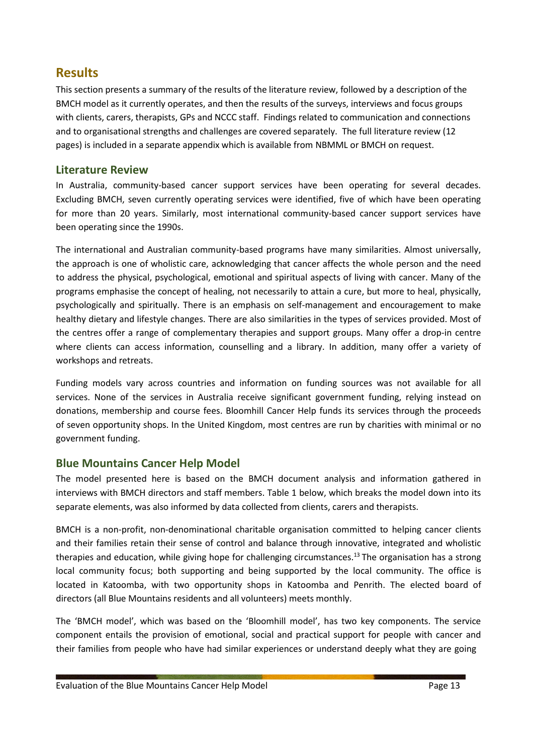# Results

This section presents a summary of the results of the literature review, followed by a description of the BMCH model as it currently operates, and then the results of the surveys, interviews and focus groups with clients, carers, therapists, GPs and NCCC staff. Findings related to communication and connections and to organisational strengths and challenges are covered separately. The full literature review (12 pages) is included in a separate appendix which is available from NBMML or BMCH on request.

## Literature Review

In Australia, community-based cancer support services have been operating for several decades. Excluding BMCH, seven currently operating services were identified, five of which have been operating for more than 20 years. Similarly, most international community-based cancer support services have been operating since the 1990s.

The international and Australian community-based programs have many similarities. Almost universally, the approach is one of wholistic care, acknowledging that cancer affects the whole person and the need to address the physical, psychological, emotional and spiritual aspects of living with cancer. Many of the programs emphasise the concept of healing, not necessarily to attain a cure, but more to heal, physically, psychologically and spiritually. There is an emphasis on self-management and encouragement to make healthy dietary and lifestyle changes. There are also similarities in the types of services provided. Most of the centres offer a range of complementary therapies and support groups. Many offer a drop-in centre where clients can access information, counselling and a library. In addition, many offer a variety of workshops and retreats.

Funding models vary across countries and information on funding sources was not available for all services. None of the services in Australia receive significant government funding, relying instead on donations, membership and course fees. Bloomhill Cancer Help funds its services through the proceeds of seven opportunity shops. In the United Kingdom, most centres are run by charities with minimal or no government funding.

## Blue Mountains Cancer Help Model

The model presented here is based on the BMCH document analysis and information gathered in interviews with BMCH directors and staff members. Table 1 below, which breaks the model down into its separate elements, was also informed by data collected from clients, carers and therapists.

BMCH is a non-profit, non-denominational charitable organisation committed to helping cancer clients and their families retain their sense of control and balance through innovative, integrated and wholistic therapies and education, while giving hope for challenging circumstances.[13] The organisation has a strong local community focus; both supporting and being supported by the local community. The office is located in Katoomba, with two opportunity shops in Katoomba and Penrith. The elected board of directors (all Blue Mountains residents and all volunteers) meets monthly.

The 'BMCH model', which was based on the 'Bloomhill model', has two key components. The service component entails the provision of emotional, social and practical support for people with cancer and their families from people who have had similar experiences or understand deeply what they are going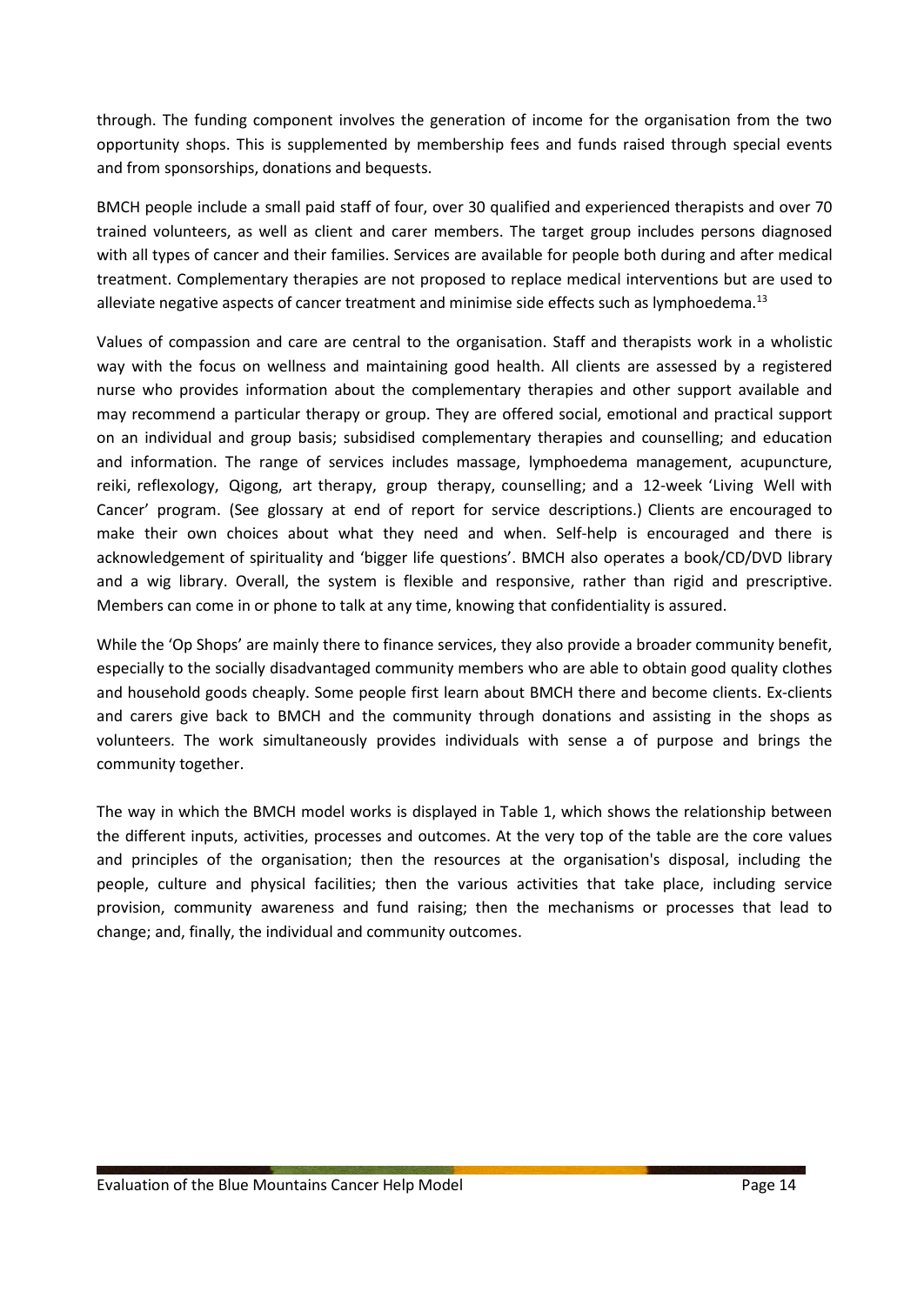through. The funding component involves the generation of income for the organisation from the two opportunity shops. This is supplemented by membership fees and funds raised through special events and from sponsorships, donations and bequests.

BMCH people include a small paid staff of four, over 30 qualified and experienced therapists and over 70 trained volunteers, as well as client and carer members. The target group includes persons diagnosed with all types of cancer and their families. Services are available for people both during and after medical treatment. Complementary therapies are not proposed to replace medical interventions but are used to alleviate negative aspects of cancer treatment and minimise side effects such as lymphoedema.[13]

Values of compassion and care are central to the organisation. Staff and therapists work in a wholistic way with the focus on wellness and maintaining good health. All clients are assessed by a registered nurse who provides information about the complementary therapies and other support available and may recommend a particular therapy or group. They are offered social, emotional and practical support on an individual and group basis; subsidised complementary therapies and counselling; and education and information. The range of services includes massage, lymphoedema management, acupuncture, reiki, reflexology, Qigong, art therapy, group therapy, counselling; and a 12-week 'Living Well with Cancer' program. (See glossary at end of report for service descriptions.) Clients are encouraged to make their own choices about what they need and when. Self-help is encouraged and there is acknowledgement of spirituality and 'bigger life questions'. BMCH also operates a book/CD/DVD library and a wig library. Overall, the system is flexible and responsive, rather than rigid and prescriptive. Members can come in or phone to talk at any time, knowing that confidentiality is assured.

While the 'Op Shops' are mainly there to finance services, they also provide a broader community benefit, especially to the socially disadvantaged community members who are able to obtain good quality clothes and household goods cheaply. Some people first learn about BMCH there and become clients. Ex-clients and carers give back to BMCH and the community through donations and assisting in the shops as volunteers. The work simultaneously provides individuals with sense a of purpose and brings the community together.

The way in which the BMCH model works is displayed in Table 1, which shows the relationship between the different inputs, activities, processes and outcomes. At the very top of the table are the core values and principles of the organisation; then the resources at the organisation's disposal, including the people, culture and physical facilities; then the various activities that take place, including service provision, community awareness and fund raising; then the mechanisms or processes that lead to change; and, finally, the individual and community outcomes.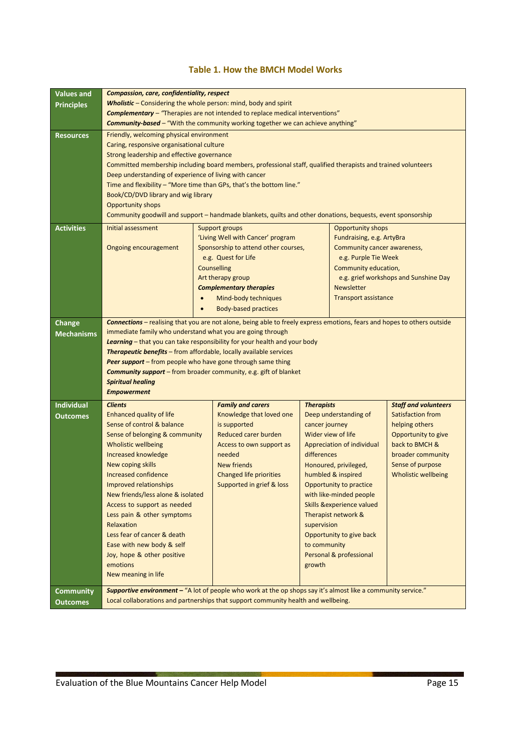### Table 1. How the BMCH Model Works

| | | | | |
|---|---|---|---|---|
| **Values and Principles** | ***Compassion, care, confidentiality, respect***<br>***Wholistic*** – Considering the whole person: mind, body and spirit<br>***Complementary*** – "Therapies are not intended to replace medical interventions"<br>***Community-based*** – "With the community working together we can achieve anything" | | | |
| **Resources** | Friendly, welcoming physical environment<br>Caring, responsive organisational culture<br>Strong leadership and effective governance<br>Committed membership including board members, professional staff, qualified therapists and trained volunteers<br>Deep understanding of experience of living with cancer<br>Time and flexibility – "More time than GPs, that's the bottom line."<br>Book/CD/DVD library and wig library<br>Opportunity shops<br>Community goodwill and support – handmade blankets, quilts and other donations, bequests, event sponsorship | | | |
| **Activities** | Initial assessment<br><br>Ongoing encouragement | Support groups<br>'Living Well with Cancer' program<br>Sponsorship to attend other courses, e.g. Quest for Life<br>Counselling<br>Art therapy group<br>***Complementary therapies***<br>• Mind-body techniques<br>• Body-based practices | Opportunity shops<br>Fundraising, e.g. ArtyBra<br>Community cancer awareness, e.g. Purple Tie Week<br>Community education, e.g. grief workshops and Sunshine Day<br>Newsletter<br>Transport assistance | |
| **Change Mechanisms** | ***Connections*** – realising that you are not alone, being able to freely express emotions, fears and hopes to others outside immediate family who understand what you are going through<br>***Learning*** – that you can take responsibility for your health and your body<br>***Therapeutic benefits*** – from affordable, locally available services<br>***Peer support*** – from people who have gone through same thing<br>***Community support*** – from broader community, e.g. gift of blanket<br>***Spiritual healing***<br>***Empowerment*** | | | |
| **Individual Outcomes** | ***Clients***<br>Enhanced quality of life<br>Sense of control & balance<br>Sense of belonging & community<br>Wholistic wellbeing<br>Increased knowledge<br>New coping skills<br>Increased confidence<br>Improved relationships<br>New friends/less alone & isolated<br>Access to support as needed<br>Less pain & other symptoms<br>Relaxation<br>Less fear of cancer & death<br>Ease with new body & self<br>Joy, hope & other positive emotions<br>New meaning in life | ***Family and carers***<br>Knowledge that loved one is supported<br>Reduced carer burden<br>Access to own support as needed<br>New friends<br>Changed life priorities<br>Supported in grief & loss | ***Therapists***<br>Deep understanding of cancer journey<br>Wider view of life<br>Appreciation of individual differences<br>Honoured, privileged, humbled & inspired<br>Opportunity to practice with like-minded people<br>Skills &experience valued<br>Therapist network & supervision<br>Opportunity to give back to community<br>Personal & professional growth | ***Staff and volunteers***<br>Satisfaction from helping others<br>Opportunity to give back to BMCH & broader community<br>Sense of purpose<br>Wholistic wellbeing |
| **Community Outcomes** | ***Supportive environment*** – "A lot of people who work at the op shops say it's almost like a community service."<br>Local collaborations and partnerships that support community health and wellbeing. | | | |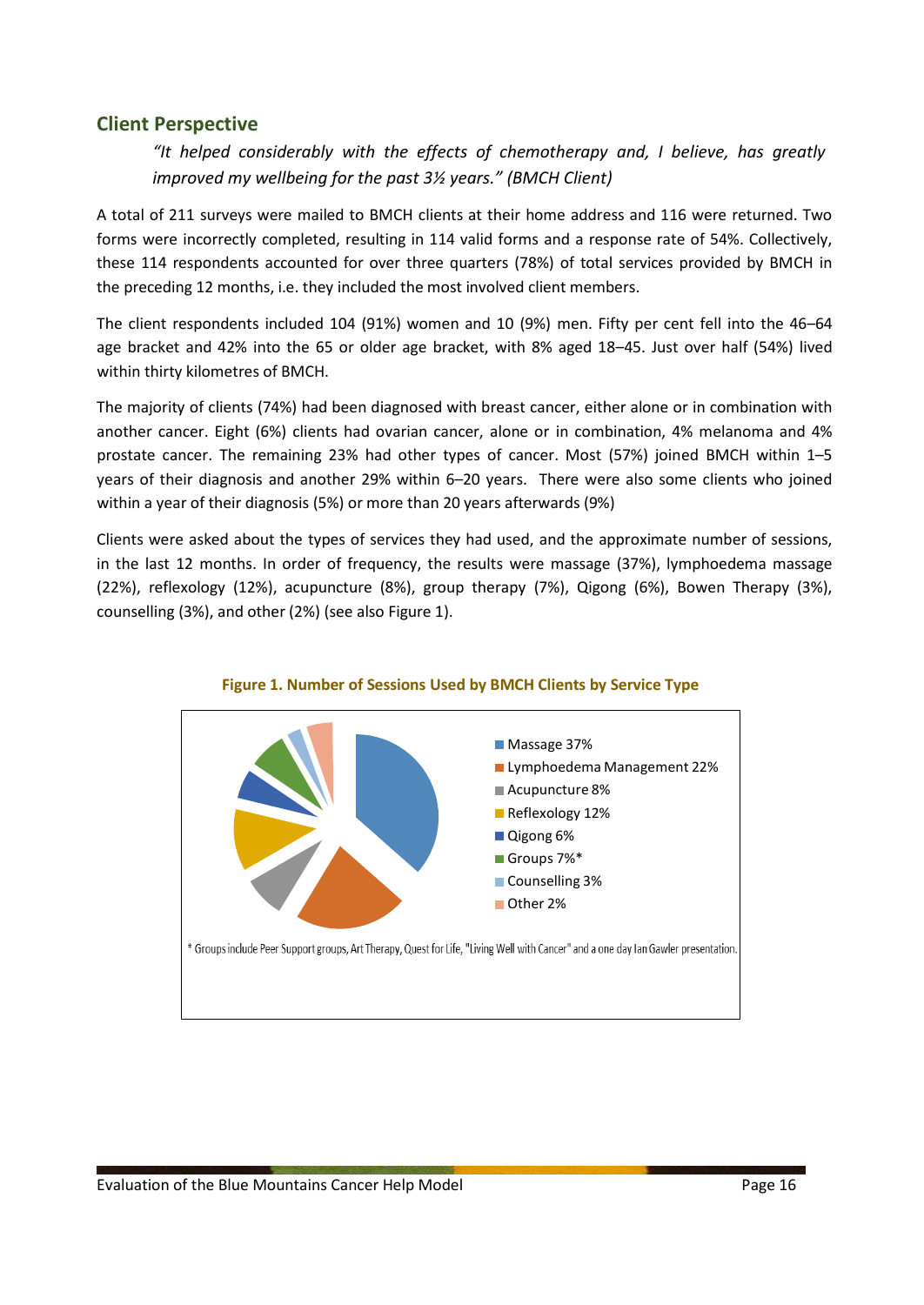## Client Perspective

> *"It helped considerably with the effects of chemotherapy and, I believe, has greatly improved my wellbeing for the past 3½ years." (BMCH Client)*

A total of 211 surveys were mailed to BMCH clients at their home address and 116 were returned. Two forms were incorrectly completed, resulting in 114 valid forms and a response rate of 54%. Collectively, these 114 respondents accounted for over three quarters (78%) of total services provided by BMCH in the preceding 12 months, i.e. they included the most involved client members.

The client respondents included 104 (91%) women and 10 (9%) men. Fifty per cent fell into the 46–64 age bracket and 42% into the 65 or older age bracket, with 8% aged 18–45. Just over half (54%) lived within thirty kilometres of BMCH.

The majority of clients (74%) had been diagnosed with breast cancer, either alone or in combination with another cancer. Eight (6%) clients had ovarian cancer, alone or in combination, 4% melanoma and 4% prostate cancer. The remaining 23% had other types of cancer. Most (57%) joined BMCH within 1–5 years of their diagnosis and another 29% within 6–20 years. There were also some clients who joined within a year of their diagnosis (5%) or more than 20 years afterwards (9%)

Clients were asked about the types of services they had used, and the approximate number of sessions, in the last 12 months. In order of frequency, the results were massage (37%), lymphoedema massage (22%), reflexology (12%), acupuncture (8%), group therapy (7%), Qigong (6%), Bowen Therapy (3%), counselling (3%), and other (2%) (see also Figure 1).

**Figure 1. Number of Sessions Used by BMCH Clients by Service Type**

- Massage 37%
- Lymphoedema Management 22%
- Acupuncture 8%
- Reflexology 12%
- Qigong 6%
- Groups 7%*
- Counselling 3%
- Other 2%

\* Groups include Peer Support groups, Art Therapy, Quest for Life, "Living Well with Cancer" and a one day Ian Gawler presentation.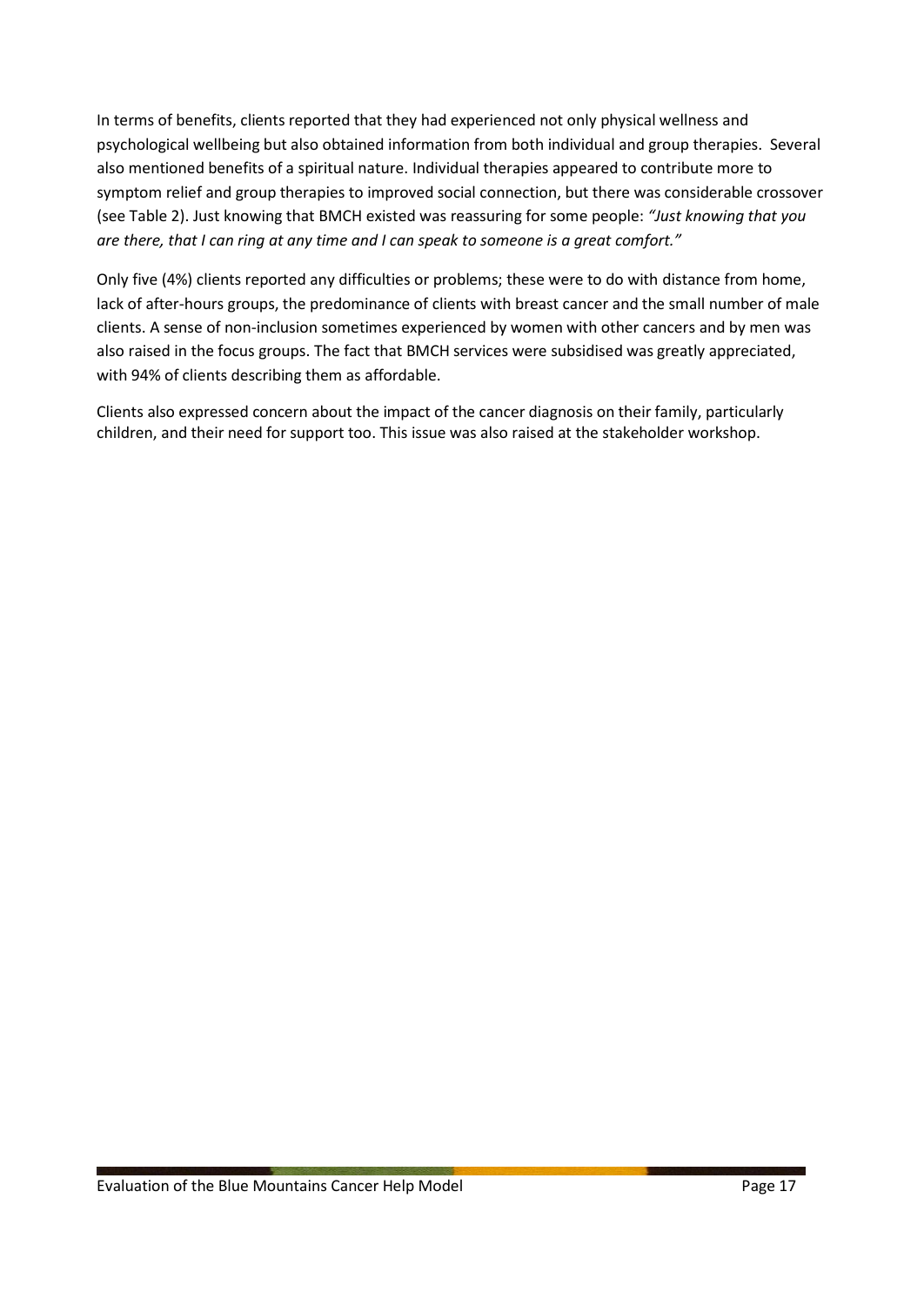In terms of benefits, clients reported that they had experienced not only physical wellness and psychological wellbeing but also obtained information from both individual and group therapies. Several also mentioned benefits of a spiritual nature. Individual therapies appeared to contribute more to symptom relief and group therapies to improved social connection, but there was considerable crossover (see Table 2). Just knowing that BMCH existed was reassuring for some people: *"Just knowing that you are there, that I can ring at any time and I can speak to someone is a great comfort."*

Only five (4%) clients reported any difficulties or problems; these were to do with distance from home, lack of after-hours groups, the predominance of clients with breast cancer and the small number of male clients. A sense of non-inclusion sometimes experienced by women with other cancers and by men was also raised in the focus groups. The fact that BMCH services were subsidised was greatly appreciated, with 94% of clients describing them as affordable.

Clients also expressed concern about the impact of the cancer diagnosis on their family, particularly children, and their need for support too. This issue was also raised at the stakeholder workshop.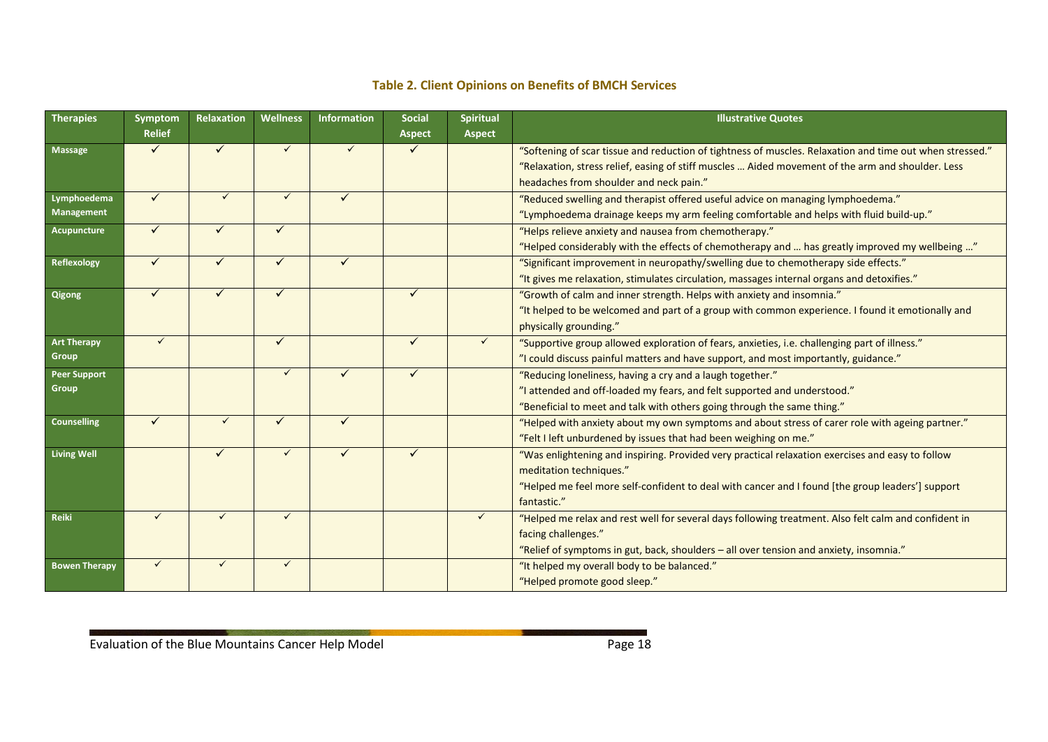### Table 2. Client Opinions on Benefits of BMCH Services

| Therapies | Symptom Relief | Relaxation | Wellness | Information | Social Aspect | Spiritual Aspect | Illustrative Quotes |
|---|---|---|---|---|---|---|---|
| **Massage** | ✓ | ✓ | ✓ | ✓ | ✓ | | "Softening of scar tissue and reduction of tightness of muscles. Relaxation and time out when stressed." "Relaxation, stress relief, easing of stiff muscles … Aided movement of the arm and shoulder. Less headaches from shoulder and neck pain." |
| **Lymphoedema Management** | ✓ | ✓ | ✓ | ✓ | | | "Reduced swelling and therapist offered useful advice on managing lymphoedema." "Lymphoedema drainage keeps my arm feeling comfortable and helps with fluid build-up." |
| **Acupuncture** | ✓ | ✓ | ✓ | | | | "Helps relieve anxiety and nausea from chemotherapy." "Helped considerably with the effects of chemotherapy and … has greatly improved my wellbeing …" |
| **Reflexology** | ✓ | ✓ | ✓ | ✓ | | | "Significant improvement in neuropathy/swelling due to chemotherapy side effects." "It gives me relaxation, stimulates circulation, massages internal organs and detoxifies." |
| **Qigong** | ✓ | ✓ | ✓ | | ✓ | | "Growth of calm and inner strength. Helps with anxiety and insomnia." "It helped to be welcomed and part of a group with common experience. I found it emotionally and physically grounding." |
| **Art Therapy Group** | ✓ | | ✓ | | ✓ | ✓ | "Supportive group allowed exploration of fears, anxieties, i.e. challenging part of illness." "I could discuss painful matters and have support, and most importantly, guidance." |
| **Peer Support Group** | | | ✓ | ✓ | ✓ | | "Reducing loneliness, having a cry and a laugh together." "I attended and off-loaded my fears, and felt supported and understood." "Beneficial to meet and talk with others going through the same thing." |
| **Counselling** | ✓ | ✓ | ✓ | ✓ | | | "Helped with anxiety about my own symptoms and about stress of carer role with ageing partner." "Felt I left unburdened by issues that had been weighing on me." |
| **Living Well** | | ✓ | ✓ | ✓ | ✓ | | "Was enlightening and inspiring. Provided very practical relaxation exercises and easy to follow meditation techniques." "Helped me feel more self-confident to deal with cancer and I found [the group leaders'] support fantastic." |
| **Reiki** | ✓ | ✓ | ✓ | | | ✓ | "Helped me relax and rest well for several days following treatment. Also felt calm and confident in facing challenges." "Relief of symptoms in gut, back, shoulders – all over tension and anxiety, insomnia." |
| **Bowen Therapy** | ✓ | ✓ | ✓ | | | | "It helped my overall body to be balanced." "Helped promote good sleep." |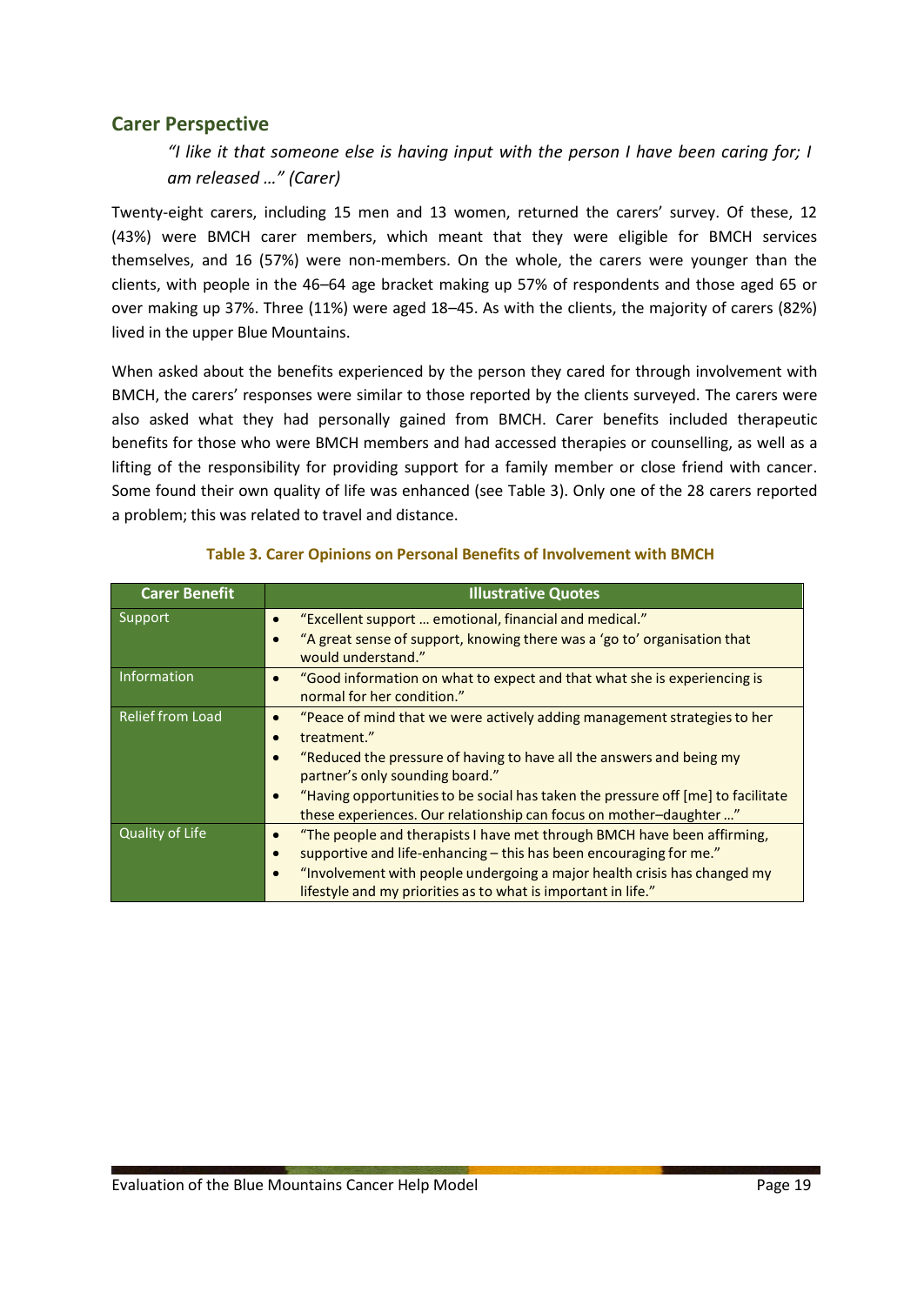## Carer Perspective

> *"I like it that someone else is having input with the person I have been caring for; I am released …" (Carer)*

Twenty-eight carers, including 15 men and 13 women, returned the carers' survey. Of these, 12 (43%) were BMCH carer members, which meant that they were eligible for BMCH services themselves, and 16 (57%) were non-members. On the whole, the carers were younger than the clients, with people in the 46–64 age bracket making up 57% of respondents and those aged 65 or over making up 37%. Three (11%) were aged 18–45. As with the clients, the majority of carers (82%) lived in the upper Blue Mountains.

When asked about the benefits experienced by the person they cared for through involvement with BMCH, the carers' responses were similar to those reported by the clients surveyed. The carers were also asked what they had personally gained from BMCH. Carer benefits included therapeutic benefits for those who were BMCH members and had accessed therapies or counselling, as well as a lifting of the responsibility for providing support for a family member or close friend with cancer. Some found their own quality of life was enhanced (see Table 3). Only one of the 28 carers reported a problem; this was related to travel and distance.

**Table 3. Carer Opinions on Personal Benefits of Involvement with BMCH**

| Carer Benefit | Illustrative Quotes |
|---|---|
| Support | • "Excellent support … emotional, financial and medical." <br> • "A great sense of support, knowing there was a 'go to' organisation that would understand." |
| Information | • "Good information on what to expect and that what she is experiencing is normal for her condition." |
| Relief from Load | • "Peace of mind that we were actively adding management strategies to her treatment." <br> • "Reduced the pressure of having to have all the answers and being my partner's only sounding board." <br> • "Having opportunities to be social has taken the pressure off [me] to facilitate these experiences. Our relationship can focus on mother–daughter …" |
| Quality of Life | • "The people and therapists I have met through BMCH have been affirming, supportive and life-enhancing – this has been encouraging for me." <br> • "Involvement with people undergoing a major health crisis has changed my lifestyle and my priorities as to what is important in life." |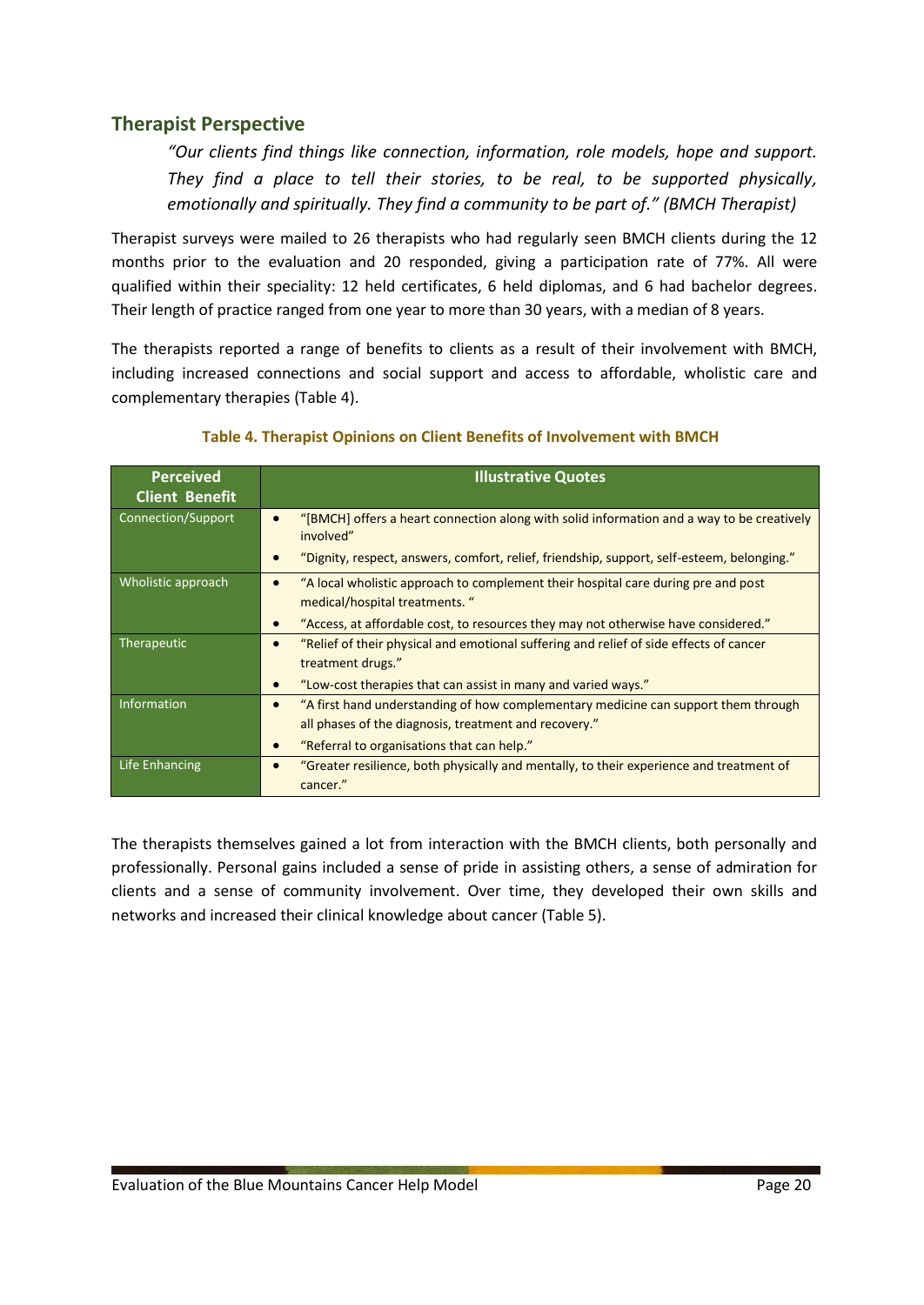## Therapist Perspective

> *"Our clients find things like connection, information, role models, hope and support. They find a place to tell their stories, to be real, to be supported physically, emotionally and spiritually. They find a community to be part of." (BMCH Therapist)*

Therapist surveys were mailed to 26 therapists who had regularly seen BMCH clients during the 12 months prior to the evaluation and 20 responded, giving a participation rate of 77%. All were qualified within their speciality: 12 held certificates, 6 held diplomas, and 6 had bachelor degrees. Their length of practice ranged from one year to more than 30 years, with a median of 8 years.

The therapists reported a range of benefits to clients as a result of their involvement with BMCH, including increased connections and social support and access to affordable, wholistic care and complementary therapies (Table 4).

**Table 4. Therapist Opinions on Client Benefits of Involvement with BMCH**

| Perceived Client Benefit | Illustrative Quotes |
|---|---|
| Connection/Support | • "[BMCH] offers a heart connection along with solid information and a way to be creatively involved"<br>• "Dignity, respect, answers, comfort, relief, friendship, support, self-esteem, belonging." |
| Wholistic approach | • "A local wholistic approach to complement their hospital care during pre and post medical/hospital treatments. "<br>• "Access, at affordable cost, to resources they may not otherwise have considered." |
| Therapeutic | • "Relief of their physical and emotional suffering and relief of side effects of cancer treatment drugs."<br>• "Low-cost therapies that can assist in many and varied ways." |
| Information | • "A first hand understanding of how complementary medicine can support them through all phases of the diagnosis, treatment and recovery."<br>• "Referral to organisations that can help." |
| Life Enhancing | • "Greater resilience, both physically and mentally, to their experience and treatment of cancer." |

The therapists themselves gained a lot from interaction with the BMCH clients, both personally and professionally. Personal gains included a sense of pride in assisting others, a sense of admiration for clients and a sense of community involvement. Over time, they developed their own skills and networks and increased their clinical knowledge about cancer (Table 5).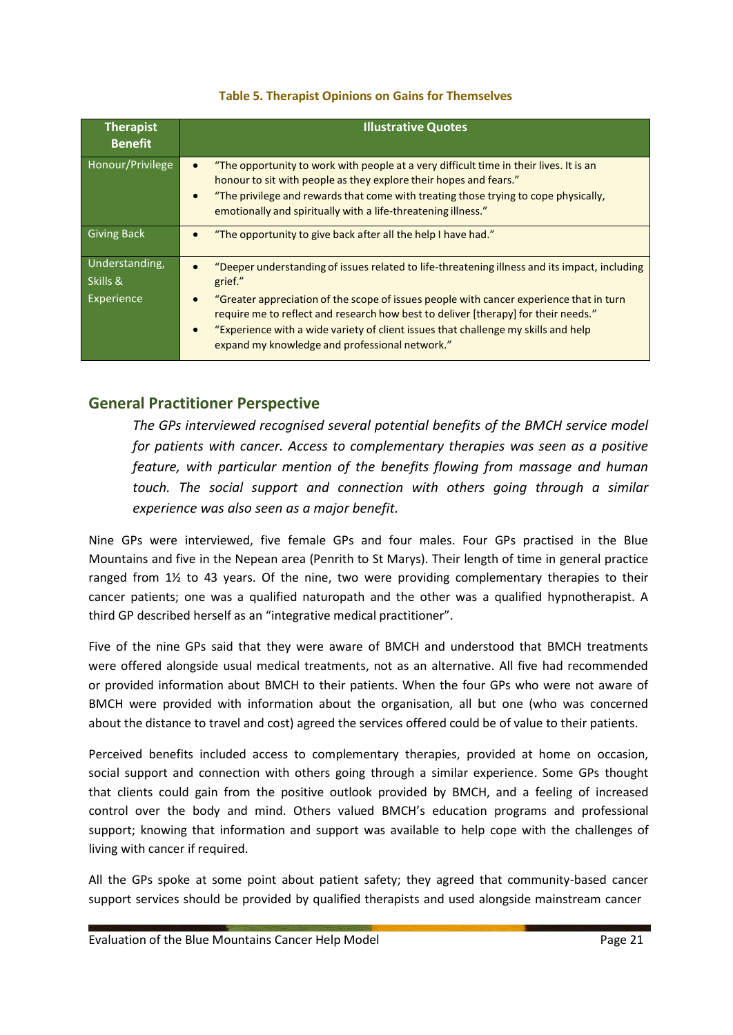**Table 5. Therapist Opinions on Gains for Themselves**

| Therapist Benefit | Illustrative Quotes |
|---|---|
| Honour/Privilege | • "The opportunity to work with people at a very difficult time in their lives. It is an honour to sit with people as they explore their hopes and fears."<br>• "The privilege and rewards that come with treating those trying to cope physically, emotionally and spiritually with a life-threatening illness." |
| Giving Back | • "The opportunity to give back after all the help I have had." |
| Understanding, Skills & Experience | • "Deeper understanding of issues related to life-threatening illness and its impact, including grief."<br>• "Greater appreciation of the scope of issues people with cancer experience that in turn require me to reflect and research how best to deliver [therapy] for their needs."<br>• "Experience with a wide variety of client issues that challenge my skills and help expand my knowledge and professional network." |

## General Practitioner Perspective

*The GPs interviewed recognised several potential benefits of the BMCH service model for patients with cancer. Access to complementary therapies was seen as a positive feature, with particular mention of the benefits flowing from massage and human touch. The social support and connection with others going through a similar experience was also seen as a major benefit.*

Nine GPs were interviewed, five female GPs and four males. Four GPs practised in the Blue Mountains and five in the Nepean area (Penrith to St Marys). Their length of time in general practice ranged from 1½ to 43 years. Of the nine, two were providing complementary therapies to their cancer patients; one was a qualified naturopath and the other was a qualified hypnotherapist. A third GP described herself as an "integrative medical practitioner".

Five of the nine GPs said that they were aware of BMCH and understood that BMCH treatments were offered alongside usual medical treatments, not as an alternative. All five had recommended or provided information about BMCH to their patients. When the four GPs who were not aware of BMCH were provided with information about the organisation, all but one (who was concerned about the distance to travel and cost) agreed the services offered could be of value to their patients.

Perceived benefits included access to complementary therapies, provided at home on occasion, social support and connection with others going through a similar experience. Some GPs thought that clients could gain from the positive outlook provided by BMCH, and a feeling of increased control over the body and mind. Others valued BMCH's education programs and professional support; knowing that information and support was available to help cope with the challenges of living with cancer if required.

All the GPs spoke at some point about patient safety; they agreed that community-based cancer support services should be provided by qualified therapists and used alongside mainstream cancer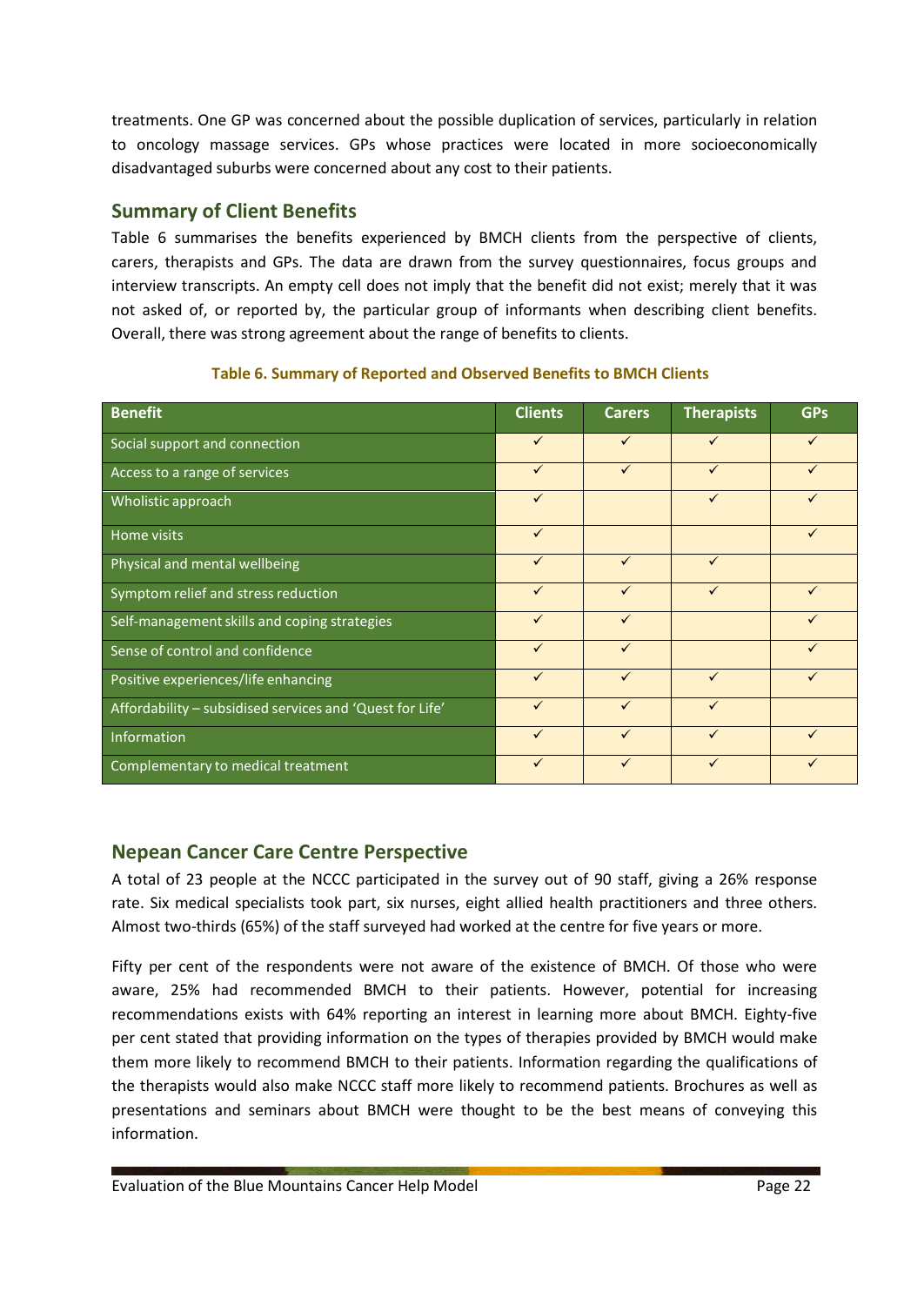treatments. One GP was concerned about the possible duplication of services, particularly in relation to oncology massage services. GPs whose practices were located in more socioeconomically disadvantaged suburbs were concerned about any cost to their patients.

## Summary of Client Benefits

Table 6 summarises the benefits experienced by BMCH clients from the perspective of clients, carers, therapists and GPs. The data are drawn from the survey questionnaires, focus groups and interview transcripts. An empty cell does not imply that the benefit did not exist; merely that it was not asked of, or reported by, the particular group of informants when describing client benefits. Overall, there was strong agreement about the range of benefits to clients.

**Table 6. Summary of Reported and Observed Benefits to BMCH Clients**

| Benefit | Clients | Carers | Therapists | GPs |
|---|---|---|---|---|
| Social support and connection | ✓ | ✓ | ✓ | ✓ |
| Access to a range of services | ✓ | ✓ | ✓ | ✓ |
| Wholistic approach | ✓ | | ✓ | ✓ |
| Home visits | ✓ | | | ✓ |
| Physical and mental wellbeing | ✓ | ✓ | ✓ | |
| Symptom relief and stress reduction | ✓ | ✓ | ✓ | ✓ |
| Self-management skills and coping strategies | ✓ | ✓ | | ✓ |
| Sense of control and confidence | ✓ | ✓ | | ✓ |
| Positive experiences/life enhancing | ✓ | ✓ | ✓ | ✓ |
| Affordability – subsidised services and 'Quest for Life' | ✓ | ✓ | ✓ | |
| Information | ✓ | ✓ | ✓ | ✓ |
| Complementary to medical treatment | ✓ | ✓ | ✓ | ✓ |

## Nepean Cancer Care Centre Perspective

A total of 23 people at the NCCC participated in the survey out of 90 staff, giving a 26% response rate. Six medical specialists took part, six nurses, eight allied health practitioners and three others. Almost two-thirds (65%) of the staff surveyed had worked at the centre for five years or more.

Fifty per cent of the respondents were not aware of the existence of BMCH. Of those who were aware, 25% had recommended BMCH to their patients. However, potential for increasing recommendations exists with 64% reporting an interest in learning more about BMCH. Eighty-five per cent stated that providing information on the types of therapies provided by BMCH would make them more likely to recommend BMCH to their patients. Information regarding the qualifications of the therapists would also make NCCC staff more likely to recommend patients. Brochures as well as presentations and seminars about BMCH were thought to be the best means of conveying this information.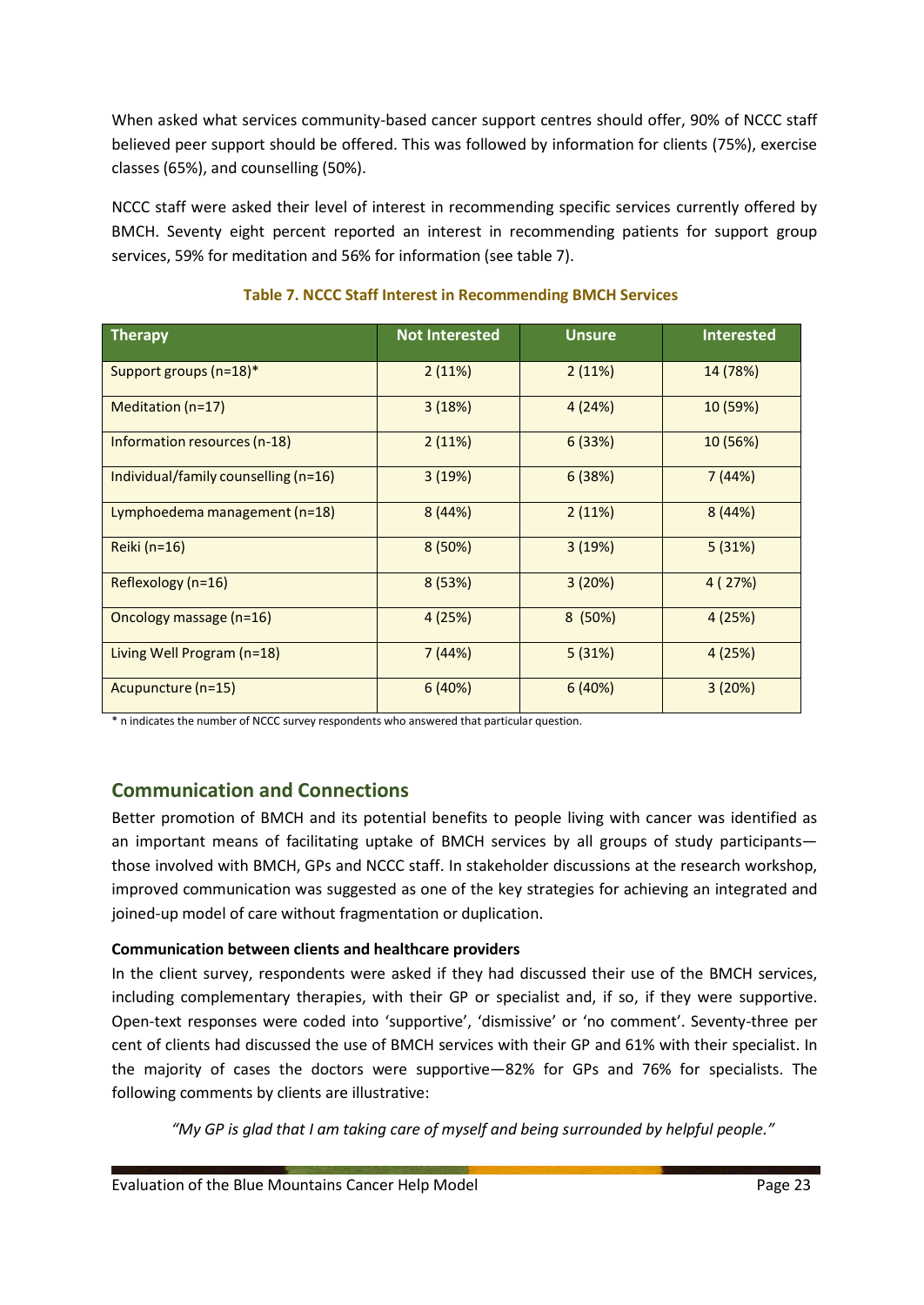When asked what services community-based cancer support centres should offer, 90% of NCCC staff believed peer support should be offered. This was followed by information for clients (75%), exercise classes (65%), and counselling (50%).

NCCC staff were asked their level of interest in recommending specific services currently offered by BMCH. Seventy eight percent reported an interest in recommending patients for support group services, 59% for meditation and 56% for information (see table 7).

**Table 7. NCCC Staff Interest in Recommending BMCH Services**

| Therapy | Not Interested | Unsure | Interested |
|---|---|---|---|
| Support groups (n=18)* | 2 (11%) | 2 (11%) | 14 (78%) |
| Meditation (n=17) | 3 (18%) | 4 (24%) | 10 (59%) |
| Information resources (n-18) | 2 (11%) | 6 (33%) | 10 (56%) |
| Individual/family counselling (n=16) | 3 (19%) | 6 (38%) | 7 (44%) |
| Lymphoedema management (n=18) | 8 (44%) | 2 (11%) | 8 (44%) |
| Reiki (n=16) | 8 (50%) | 3 (19%) | 5 (31%) |
| Reflexology (n=16) | 8 (53%) | 3 (20%) | 4 ( 27%) |
| Oncology massage (n=16) | 4 (25%) | 8 (50%) | 4 (25%) |
| Living Well Program (n=18) | 7 (44%) | 5 (31%) | 4 (25%) |
| Acupuncture (n=15) | 6 (40%) | 6 (40%) | 3 (20%) |

\* n indicates the number of NCCC survey respondents who answered that particular question.

## Communication and Connections

Better promotion of BMCH and its potential benefits to people living with cancer was identified as an important means of facilitating uptake of BMCH services by all groups of study participants—those involved with BMCH, GPs and NCCC staff. In stakeholder discussions at the research workshop, improved communication was suggested as one of the key strategies for achieving an integrated and joined-up model of care without fragmentation or duplication.

**Communication between clients and healthcare providers**

In the client survey, respondents were asked if they had discussed their use of the BMCH services, including complementary therapies, with their GP or specialist and, if so, if they were supportive. Open-text responses were coded into 'supportive', 'dismissive' or 'no comment'. Seventy-three per cent of clients had discussed the use of BMCH services with their GP and 61% with their specialist. In the majority of cases the doctors were supportive—82% for GPs and 76% for specialists. The following comments by clients are illustrative:

*"My GP is glad that I am taking care of myself and being surrounded by helpful people."*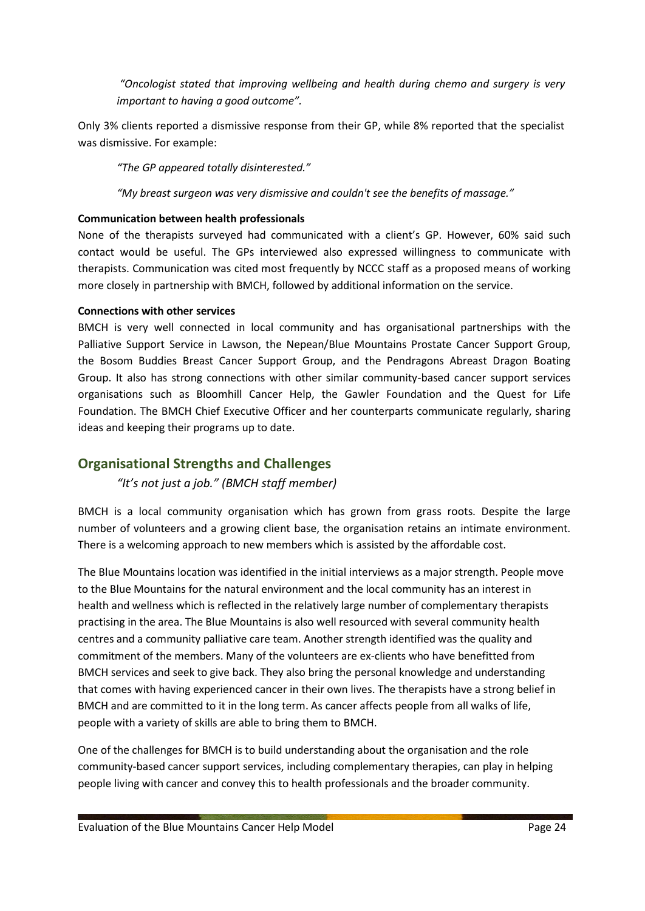*"Oncologist stated that improving wellbeing and health during chemo and surgery is very important to having a good outcome".*

Only 3% clients reported a dismissive response from their GP, while 8% reported that the specialist was dismissive. For example:

*"The GP appeared totally disinterested."*

*"My breast surgeon was very dismissive and couldn't see the benefits of massage."*

**Communication between health professionals**

None of the therapists surveyed had communicated with a client's GP. However, 60% said such contact would be useful. The GPs interviewed also expressed willingness to communicate with therapists. Communication was cited most frequently by NCCC staff as a proposed means of working more closely in partnership with BMCH, followed by additional information on the service.

**Connections with other services**

BMCH is very well connected in local community and has organisational partnerships with the Palliative Support Service in Lawson, the Nepean/Blue Mountains Prostate Cancer Support Group, the Bosom Buddies Breast Cancer Support Group, and the Pendragons Abreast Dragon Boating Group. It also has strong connections with other similar community-based cancer support services organisations such as Bloomhill Cancer Help, the Gawler Foundation and the Quest for Life Foundation. The BMCH Chief Executive Officer and her counterparts communicate regularly, sharing ideas and keeping their programs up to date.

## Organisational Strengths and Challenges

*"It's not just a job." (BMCH staff member)*

BMCH is a local community organisation which has grown from grass roots. Despite the large number of volunteers and a growing client base, the organisation retains an intimate environment. There is a welcoming approach to new members which is assisted by the affordable cost.

The Blue Mountains location was identified in the initial interviews as a major strength. People move to the Blue Mountains for the natural environment and the local community has an interest in health and wellness which is reflected in the relatively large number of complementary therapists practising in the area. The Blue Mountains is also well resourced with several community health centres and a community palliative care team. Another strength identified was the quality and commitment of the members. Many of the volunteers are ex-clients who have benefitted from BMCH services and seek to give back. They also bring the personal knowledge and understanding that comes with having experienced cancer in their own lives. The therapists have a strong belief in BMCH and are committed to it in the long term. As cancer affects people from all walks of life, people with a variety of skills are able to bring them to BMCH.

One of the challenges for BMCH is to build understanding about the organisation and the role community-based cancer support services, including complementary therapies, can play in helping people living with cancer and convey this to health professionals and the broader community.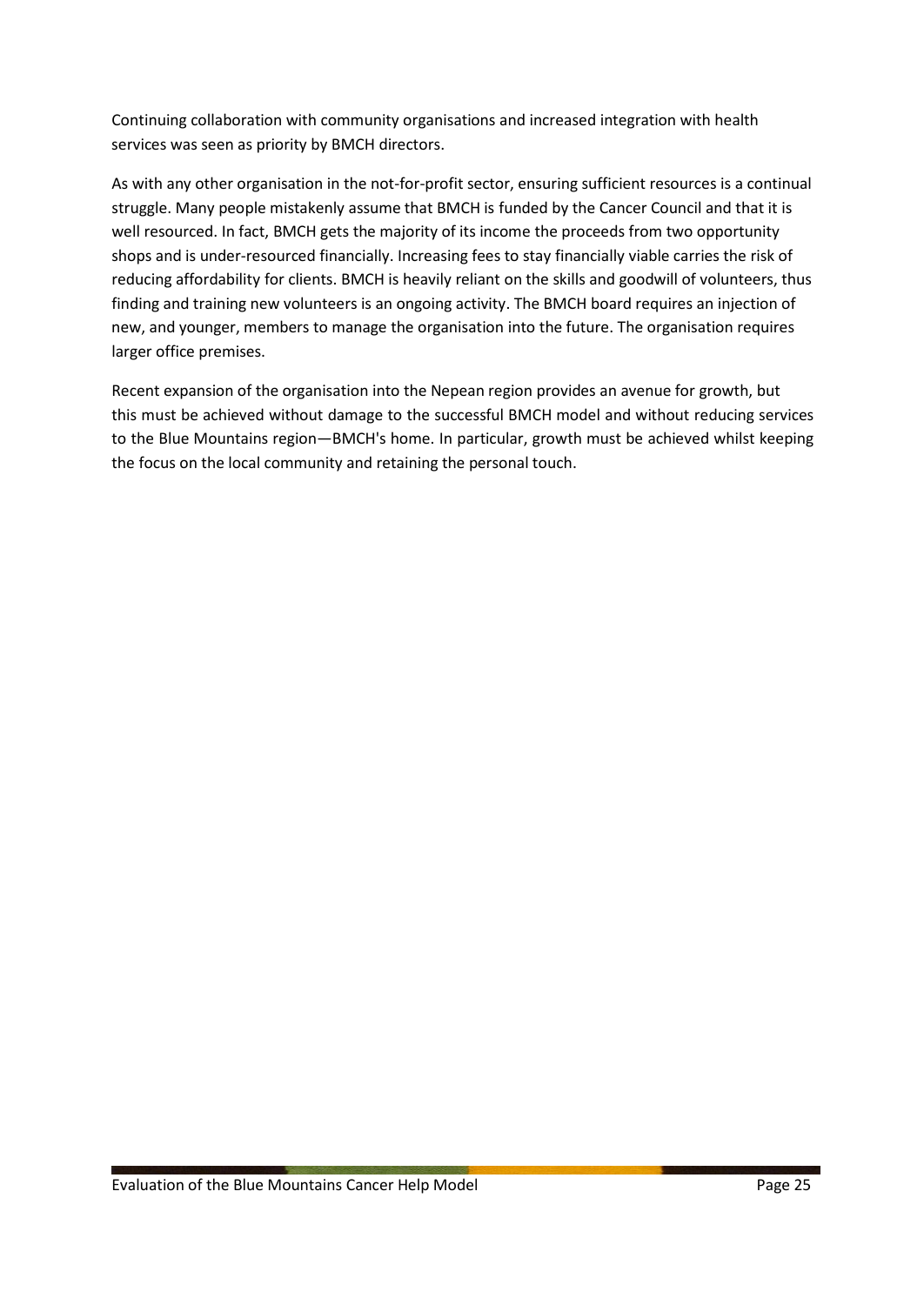Continuing collaboration with community organisations and increased integration with health services was seen as priority by BMCH directors.

As with any other organisation in the not-for-profit sector, ensuring sufficient resources is a continual struggle. Many people mistakenly assume that BMCH is funded by the Cancer Council and that it is well resourced. In fact, BMCH gets the majority of its income the proceeds from two opportunity shops and is under-resourced financially. Increasing fees to stay financially viable carries the risk of reducing affordability for clients. BMCH is heavily reliant on the skills and goodwill of volunteers, thus finding and training new volunteers is an ongoing activity. The BMCH board requires an injection of new, and younger, members to manage the organisation into the future. The organisation requires larger office premises.

Recent expansion of the organisation into the Nepean region provides an avenue for growth, but this must be achieved without damage to the successful BMCH model and without reducing services to the Blue Mountains region—BMCH's home. In particular, growth must be achieved whilst keeping the focus on the local community and retaining the personal touch.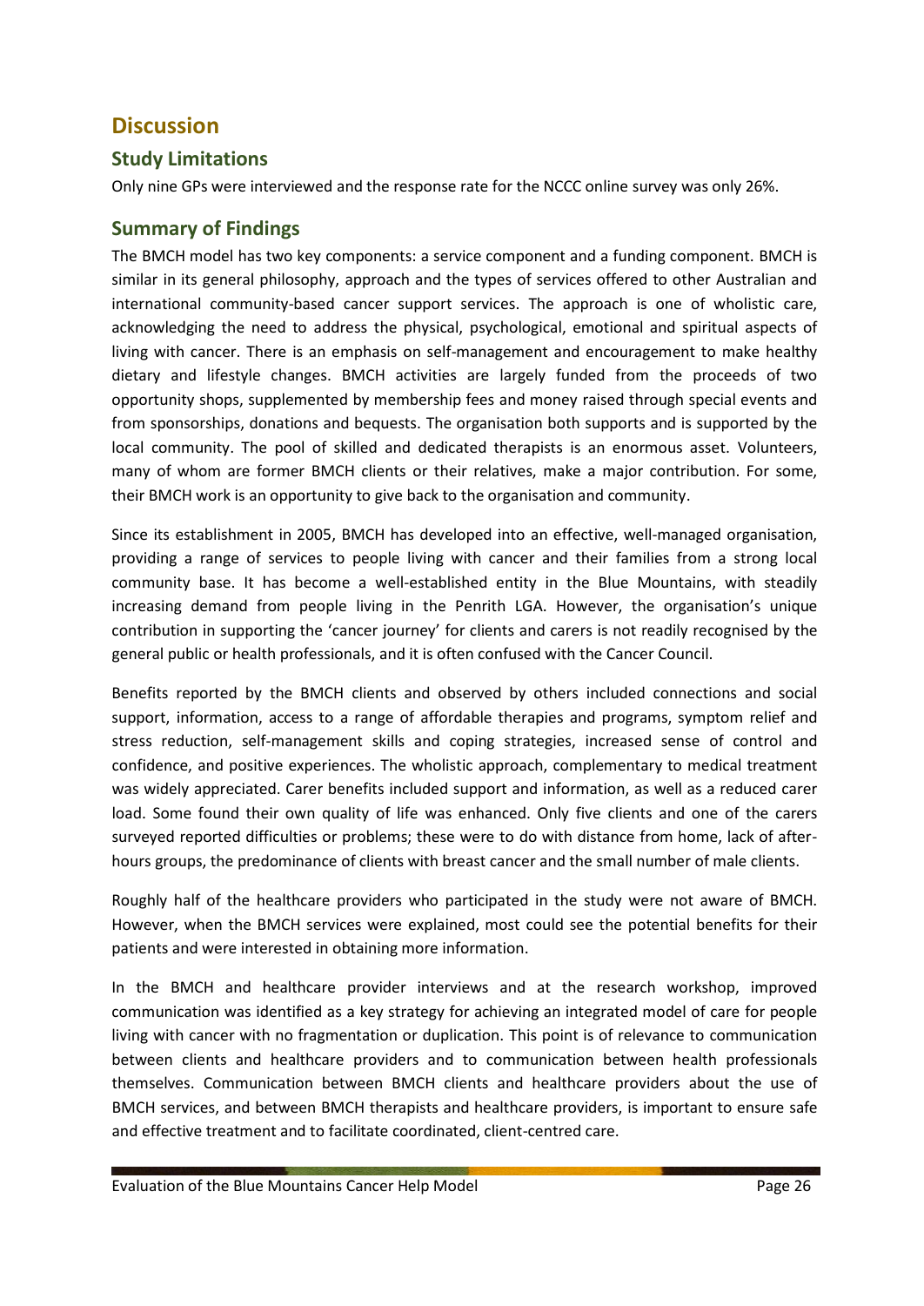# Discussion

## Study Limitations

Only nine GPs were interviewed and the response rate for the NCCC online survey was only 26%.

## Summary of Findings

The BMCH model has two key components: a service component and a funding component. BMCH is similar in its general philosophy, approach and the types of services offered to other Australian and international community-based cancer support services. The approach is one of wholistic care, acknowledging the need to address the physical, psychological, emotional and spiritual aspects of living with cancer. There is an emphasis on self-management and encouragement to make healthy dietary and lifestyle changes. BMCH activities are largely funded from the proceeds of two opportunity shops, supplemented by membership fees and money raised through special events and from sponsorships, donations and bequests. The organisation both supports and is supported by the local community. The pool of skilled and dedicated therapists is an enormous asset. Volunteers, many of whom are former BMCH clients or their relatives, make a major contribution. For some, their BMCH work is an opportunity to give back to the organisation and community.

Since its establishment in 2005, BMCH has developed into an effective, well-managed organisation, providing a range of services to people living with cancer and their families from a strong local community base. It has become a well-established entity in the Blue Mountains, with steadily increasing demand from people living in the Penrith LGA. However, the organisation's unique contribution in supporting the 'cancer journey' for clients and carers is not readily recognised by the general public or health professionals, and it is often confused with the Cancer Council.

Benefits reported by the BMCH clients and observed by others included connections and social support, information, access to a range of affordable therapies and programs, symptom relief and stress reduction, self-management skills and coping strategies, increased sense of control and confidence, and positive experiences. The wholistic approach, complementary to medical treatment was widely appreciated. Carer benefits included support and information, as well as a reduced carer load. Some found their own quality of life was enhanced. Only five clients and one of the carers surveyed reported difficulties or problems; these were to do with distance from home, lack of after-hours groups, the predominance of clients with breast cancer and the small number of male clients.

Roughly half of the healthcare providers who participated in the study were not aware of BMCH. However, when the BMCH services were explained, most could see the potential benefits for their patients and were interested in obtaining more information.

In the BMCH and healthcare provider interviews and at the research workshop, improved communication was identified as a key strategy for achieving an integrated model of care for people living with cancer with no fragmentation or duplication. This point is of relevance to communication between clients and healthcare providers and to communication between health professionals themselves. Communication between BMCH clients and healthcare providers about the use of BMCH services, and between BMCH therapists and healthcare providers, is important to ensure safe and effective treatment and to facilitate coordinated, client-centred care.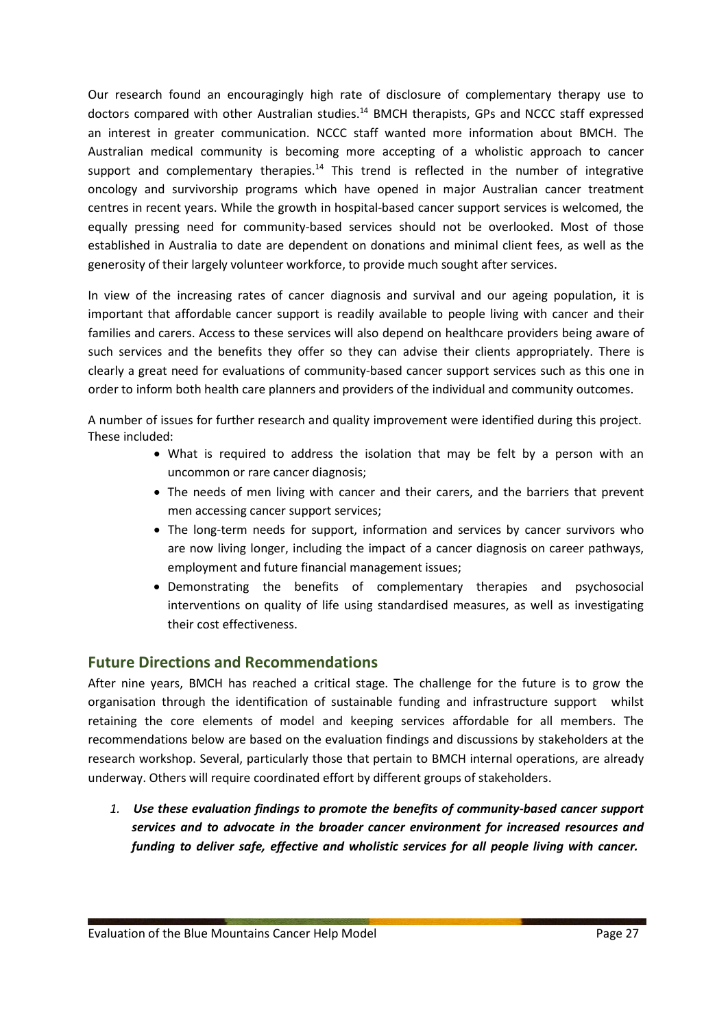Our research found an encouragingly high rate of disclosure of complementary therapy use to doctors compared with other Australian studies.[14] BMCH therapists, GPs and NCCC staff expressed an interest in greater communication. NCCC staff wanted more information about BMCH. The Australian medical community is becoming more accepting of a wholistic approach to cancer support and complementary therapies.[14] This trend is reflected in the number of integrative oncology and survivorship programs which have opened in major Australian cancer treatment centres in recent years. While the growth in hospital-based cancer support services is welcomed, the equally pressing need for community-based services should not be overlooked. Most of those established in Australia to date are dependent on donations and minimal client fees, as well as the generosity of their largely volunteer workforce, to provide much sought after services.

In view of the increasing rates of cancer diagnosis and survival and our ageing population, it is important that affordable cancer support is readily available to people living with cancer and their families and carers. Access to these services will also depend on healthcare providers being aware of such services and the benefits they offer so they can advise their clients appropriately. There is clearly a great need for evaluations of community-based cancer support services such as this one in order to inform both health care planners and providers of the individual and community outcomes.

A number of issues for further research and quality improvement were identified during this project. These included:

- What is required to address the isolation that may be felt by a person with an uncommon or rare cancer diagnosis;
- The needs of men living with cancer and their carers, and the barriers that prevent men accessing cancer support services;
- The long-term needs for support, information and services by cancer survivors who are now living longer, including the impact of a cancer diagnosis on career pathways, employment and future financial management issues;
- Demonstrating the benefits of complementary therapies and psychosocial interventions on quality of life using standardised measures, as well as investigating their cost effectiveness.

## Future Directions and Recommendations

After nine years, BMCH has reached a critical stage. The challenge for the future is to grow the organisation through the identification of sustainable funding and infrastructure support whilst retaining the core elements of model and keeping services affordable for all members. The recommendations below are based on the evaluation findings and discussions by stakeholders at the research workshop. Several, particularly those that pertain to BMCH internal operations, are already underway. Others will require coordinated effort by different groups of stakeholders.

1. ***Use these evaluation findings to promote the benefits of community-based cancer support services and to advocate in the broader cancer environment for increased resources and funding to deliver safe, effective and wholistic services for all people living with cancer.***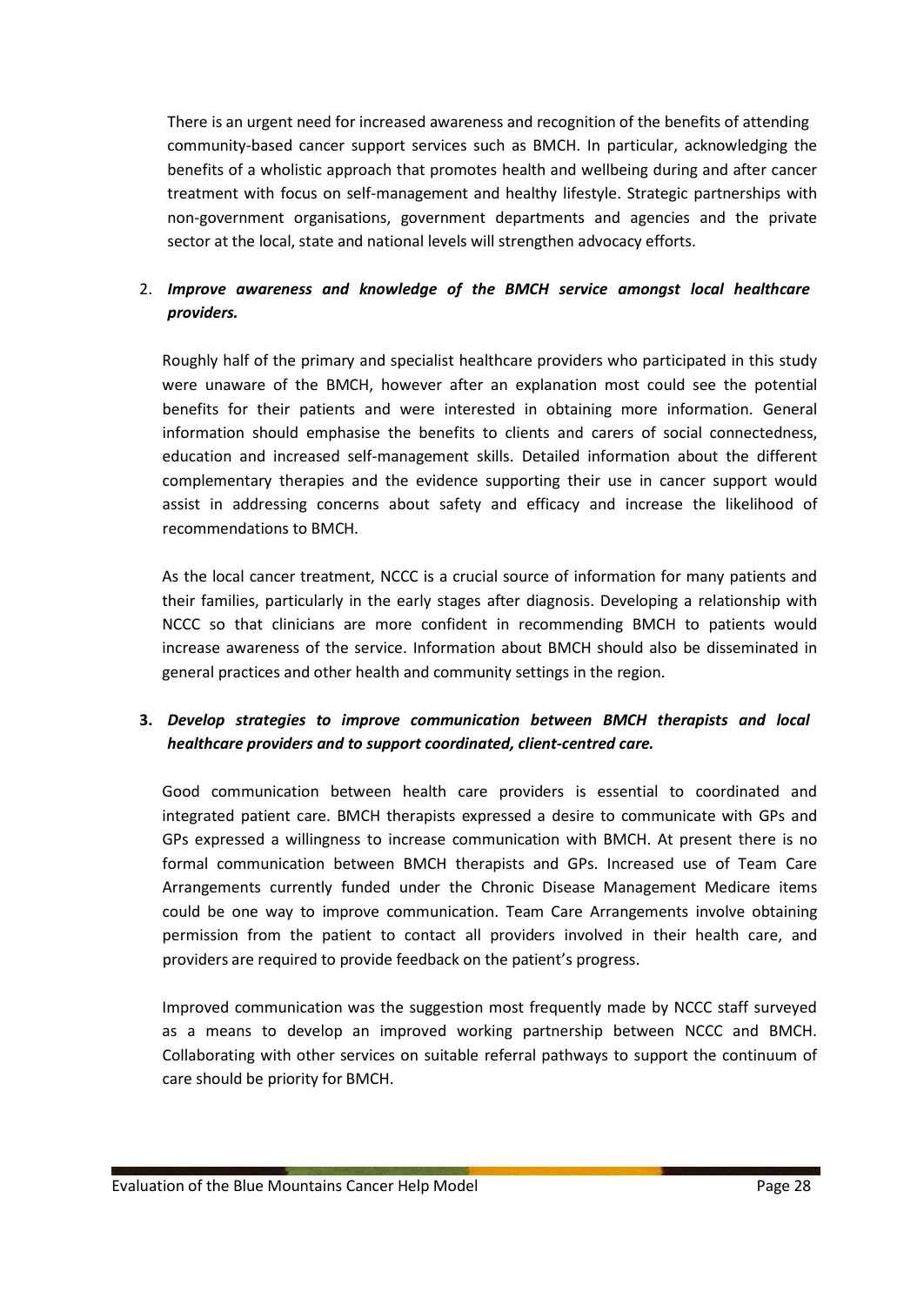There is an urgent need for increased awareness and recognition of the benefits of attending community-based cancer support services such as BMCH. In particular, acknowledging the benefits of a wholistic approach that promotes health and wellbeing during and after cancer treatment with focus on self-management and healthy lifestyle. Strategic partnerships with non-government organisations, government departments and agencies and the private sector at the local, state and national levels will strengthen advocacy efforts.

2. ***Improve awareness and knowledge of the BMCH service amongst local healthcare providers.***

Roughly half of the primary and specialist healthcare providers who participated in this study were unaware of the BMCH, however after an explanation most could see the potential benefits for their patients and were interested in obtaining more information. General information should emphasise the benefits to clients and carers of social connectedness, education and increased self-management skills. Detailed information about the different complementary therapies and the evidence supporting their use in cancer support would assist in addressing concerns about safety and efficacy and increase the likelihood of recommendations to BMCH.

As the local cancer treatment, NCCC is a crucial source of information for many patients and their families, particularly in the early stages after diagnosis. Developing a relationship with NCCC so that clinicians are more confident in recommending BMCH to patients would increase awareness of the service. Information about BMCH should also be disseminated in general practices and other health and community settings in the region.

3. ***Develop strategies to improve communication between BMCH therapists and local healthcare providers and to support coordinated, client-centred care.***

Good communication between health care providers is essential to coordinated and integrated patient care. BMCH therapists expressed a desire to communicate with GPs and GPs expressed a willingness to increase communication with BMCH. At present there is no formal communication between BMCH therapists and GPs. Increased use of Team Care Arrangements currently funded under the Chronic Disease Management Medicare items could be one way to improve communication. Team Care Arrangements involve obtaining permission from the patient to contact all providers involved in their health care, and providers are required to provide feedback on the patient's progress.

Improved communication was the suggestion most frequently made by NCCC staff surveyed as a means to develop an improved working partnership between NCCC and BMCH. Collaborating with other services on suitable referral pathways to support the continuum of care should be priority for BMCH.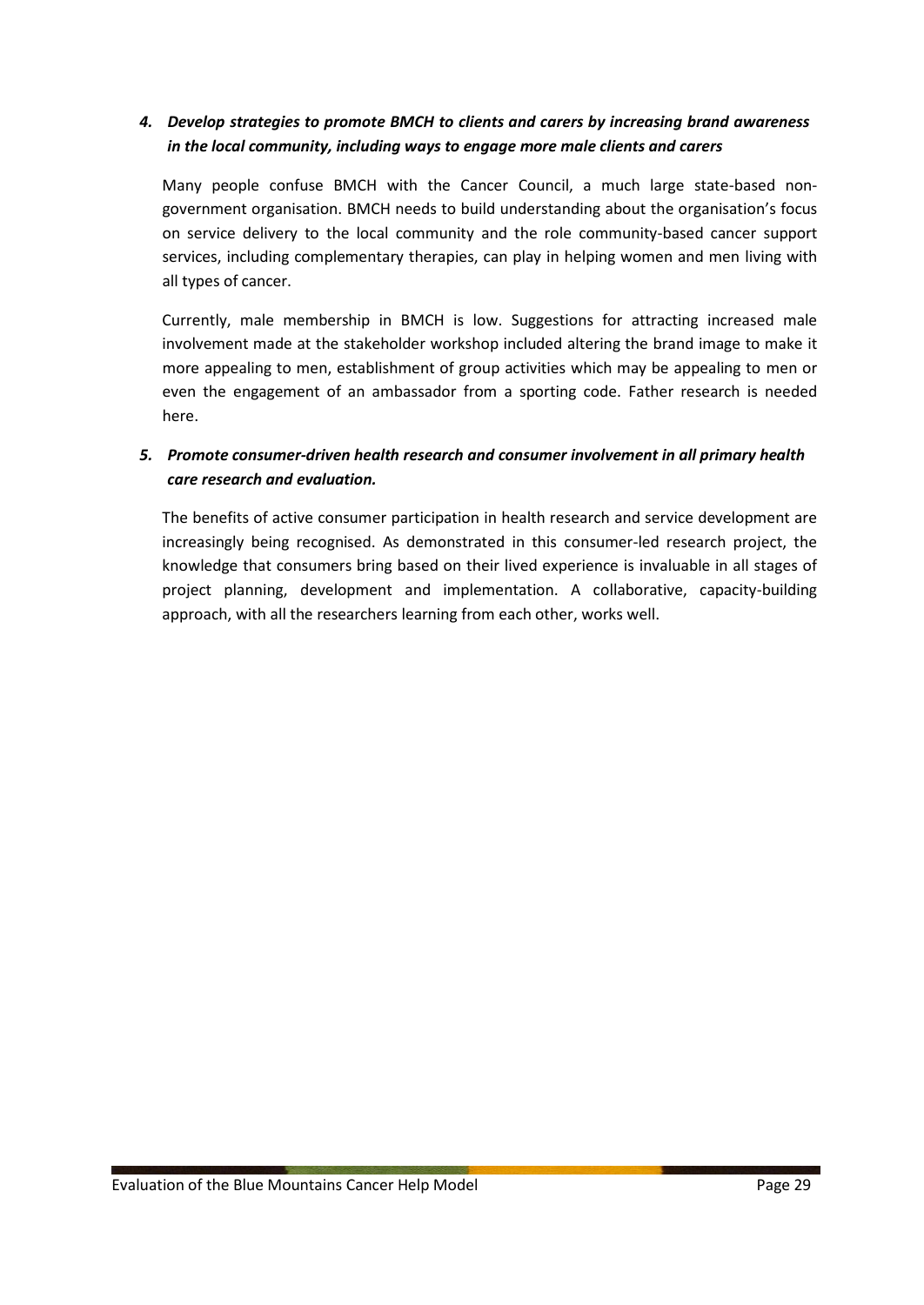4. ***Develop strategies to promote BMCH to clients and carers by increasing brand awareness in the local community, including ways to engage more male clients and carers***

   Many people confuse BMCH with the Cancer Council, a much large state-based non-government organisation. BMCH needs to build understanding about the organisation's focus on service delivery to the local community and the role community-based cancer support services, including complementary therapies, can play in helping women and men living with all types of cancer.

   Currently, male membership in BMCH is low. Suggestions for attracting increased male involvement made at the stakeholder workshop included altering the brand image to make it more appealing to men, establishment of group activities which may be appealing to men or even the engagement of an ambassador from a sporting code. Father research is needed here.

5. ***Promote consumer-driven health research and consumer involvement in all primary health care research and evaluation.***

   The benefits of active consumer participation in health research and service development are increasingly being recognised. As demonstrated in this consumer-led research project, the knowledge that consumers bring based on their lived experience is invaluable in all stages of project planning, development and implementation. A collaborative, capacity-building approach, with all the researchers learning from each other, works well.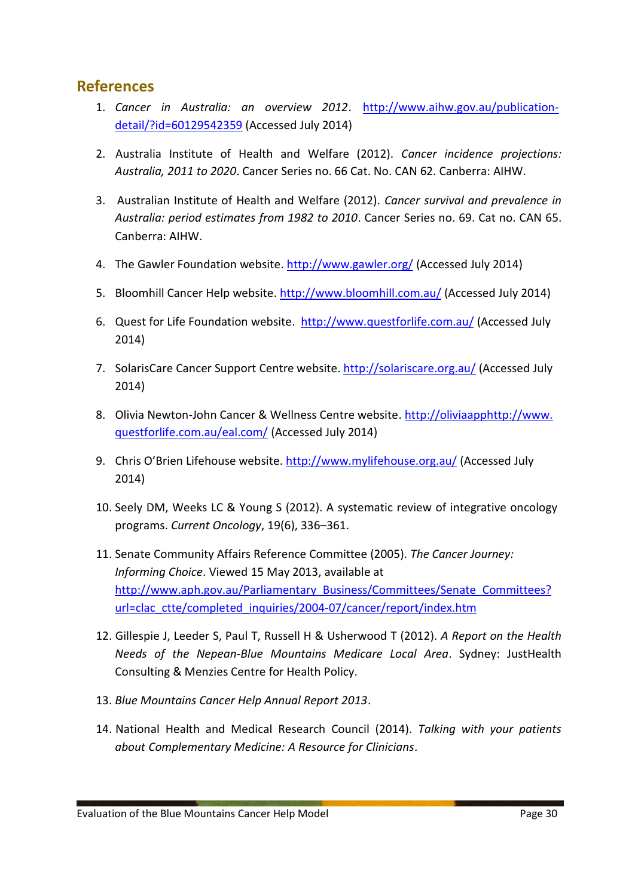## References

1. *Cancer in Australia: an overview 2012*. http://www.aihw.gov.au/publication-detail/?id=60129542359 (Accessed July 2014)

2. Australia Institute of Health and Welfare (2012). *Cancer incidence projections: Australia, 2011 to 2020*. Cancer Series no. 66 Cat. No. CAN 62. Canberra: AIHW.

3. Australian Institute of Health and Welfare (2012). *Cancer survival and prevalence in Australia: period estimates from 1982 to 2010*. Cancer Series no. 69. Cat no. CAN 65. Canberra: AIHW.

4. The Gawler Foundation website. http://www.gawler.org/ (Accessed July 2014)

5. Bloomhill Cancer Help website. http://www.bloomhill.com.au/ (Accessed July 2014)

6. Quest for Life Foundation website. http://www.questforlife.com.au/ (Accessed July 2014)

7. SolarisCare Cancer Support Centre website. http://solariscare.org.au/ (Accessed July 2014)

8. Olivia Newton-John Cancer & Wellness Centre website. http://oliviaapphttp://www.questforlife.com.au/eal.com/ (Accessed July 2014)

9. Chris O'Brien Lifehouse website. http://www.mylifehouse.org.au/ (Accessed July 2014)

10. Seely DM, Weeks LC & Young S (2012). A systematic review of integrative oncology programs. *Current Oncology*, 19(6), 336–361.

11. Senate Community Affairs Reference Committee (2005). *The Cancer Journey: Informing Choice*. Viewed 15 May 2013, available at http://www.aph.gov.au/Parliamentary_Business/Committees/Senate_Committees?url=clac_ctte/completed_inquiries/2004-07/cancer/report/index.htm

12. Gillespie J, Leeder S, Paul T, Russell H & Usherwood T (2012). *A Report on the Health Needs of the Nepean-Blue Mountains Medicare Local Area*. Sydney: JustHealth Consulting & Menzies Centre for Health Policy.

13. *Blue Mountains Cancer Help Annual Report 2013*.

14. National Health and Medical Research Council (2014). *Talking with your patients about Complementary Medicine: A Resource for Clinicians*.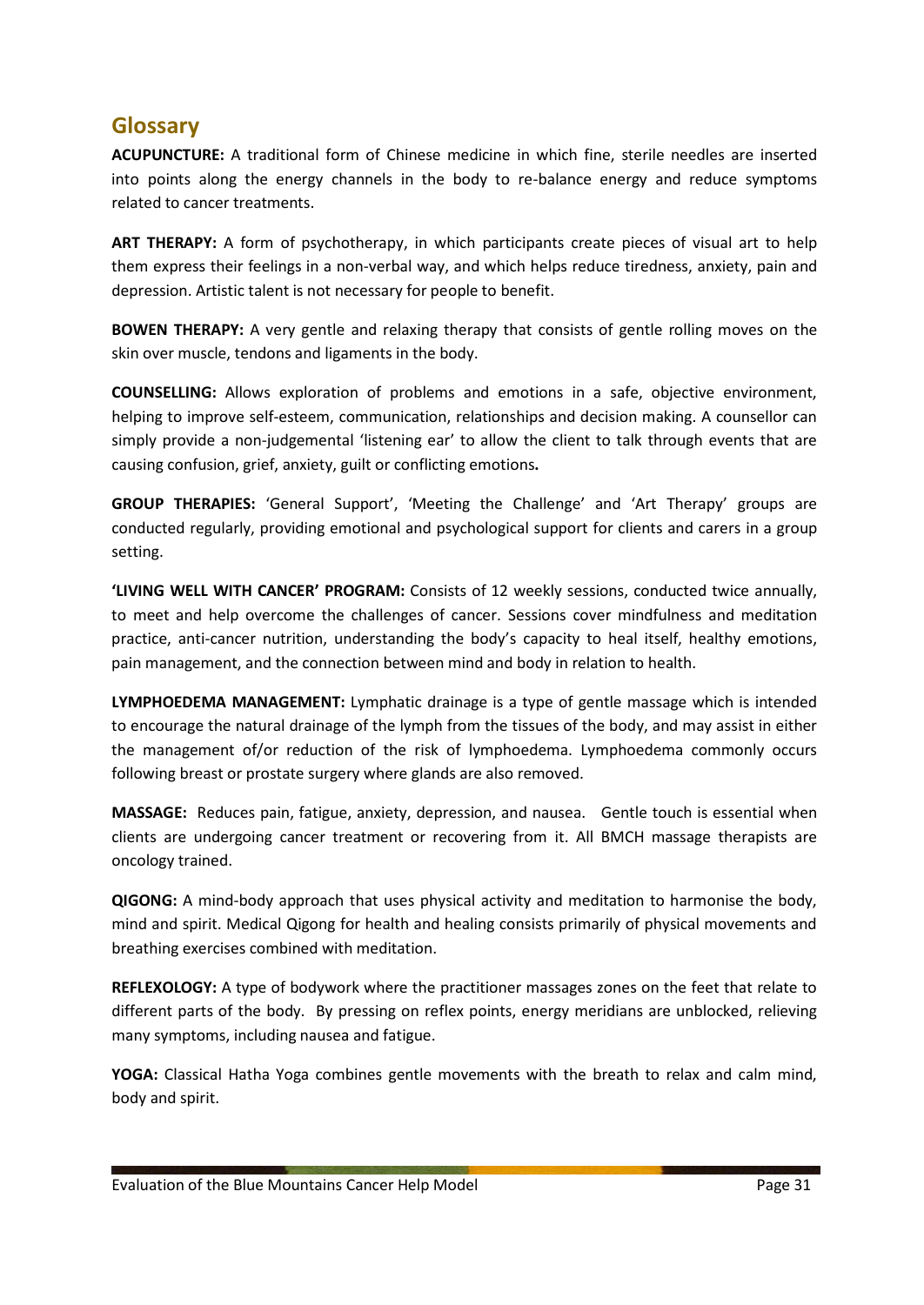## Glossary

**ACUPUNCTURE:** A traditional form of Chinese medicine in which fine, sterile needles are inserted into points along the energy channels in the body to re-balance energy and reduce symptoms related to cancer treatments.

**ART THERAPY:** A form of psychotherapy, in which participants create pieces of visual art to help them express their feelings in a non-verbal way, and which helps reduce tiredness, anxiety, pain and depression. Artistic talent is not necessary for people to benefit.

**BOWEN THERAPY:** A very gentle and relaxing therapy that consists of gentle rolling moves on the skin over muscle, tendons and ligaments in the body.

**COUNSELLING:** Allows exploration of problems and emotions in a safe, objective environment, helping to improve self-esteem, communication, relationships and decision making. A counsellor can simply provide a non-judgemental 'listening ear' to allow the client to talk through events that are causing confusion, grief, anxiety, guilt or conflicting emotions**.**

**GROUP THERAPIES:** 'General Support', 'Meeting the Challenge' and 'Art Therapy' groups are conducted regularly, providing emotional and psychological support for clients and carers in a group setting.

**'LIVING WELL WITH CANCER' PROGRAM:** Consists of 12 weekly sessions, conducted twice annually, to meet and help overcome the challenges of cancer. Sessions cover mindfulness and meditation practice, anti-cancer nutrition, understanding the body's capacity to heal itself, healthy emotions, pain management, and the connection between mind and body in relation to health.

**LYMPHOEDEMA MANAGEMENT:** Lymphatic drainage is a type of gentle massage which is intended to encourage the natural drainage of the lymph from the tissues of the body, and may assist in either the management of/or reduction of the risk of lymphoedema. Lymphoedema commonly occurs following breast or prostate surgery where glands are also removed.

**MASSAGE:** Reduces pain, fatigue, anxiety, depression, and nausea. Gentle touch is essential when clients are undergoing cancer treatment or recovering from it. All BMCH massage therapists are oncology trained.

**QIGONG:** A mind-body approach that uses physical activity and meditation to harmonise the body, mind and spirit. Medical Qigong for health and healing consists primarily of physical movements and breathing exercises combined with meditation.

**REFLEXOLOGY:** A type of bodywork where the practitioner massages zones on the feet that relate to different parts of the body. By pressing on reflex points, energy meridians are unblocked, relieving many symptoms, including nausea and fatigue.

**YOGA:** Classical Hatha Yoga combines gentle movements with the breath to relax and calm mind, body and spirit.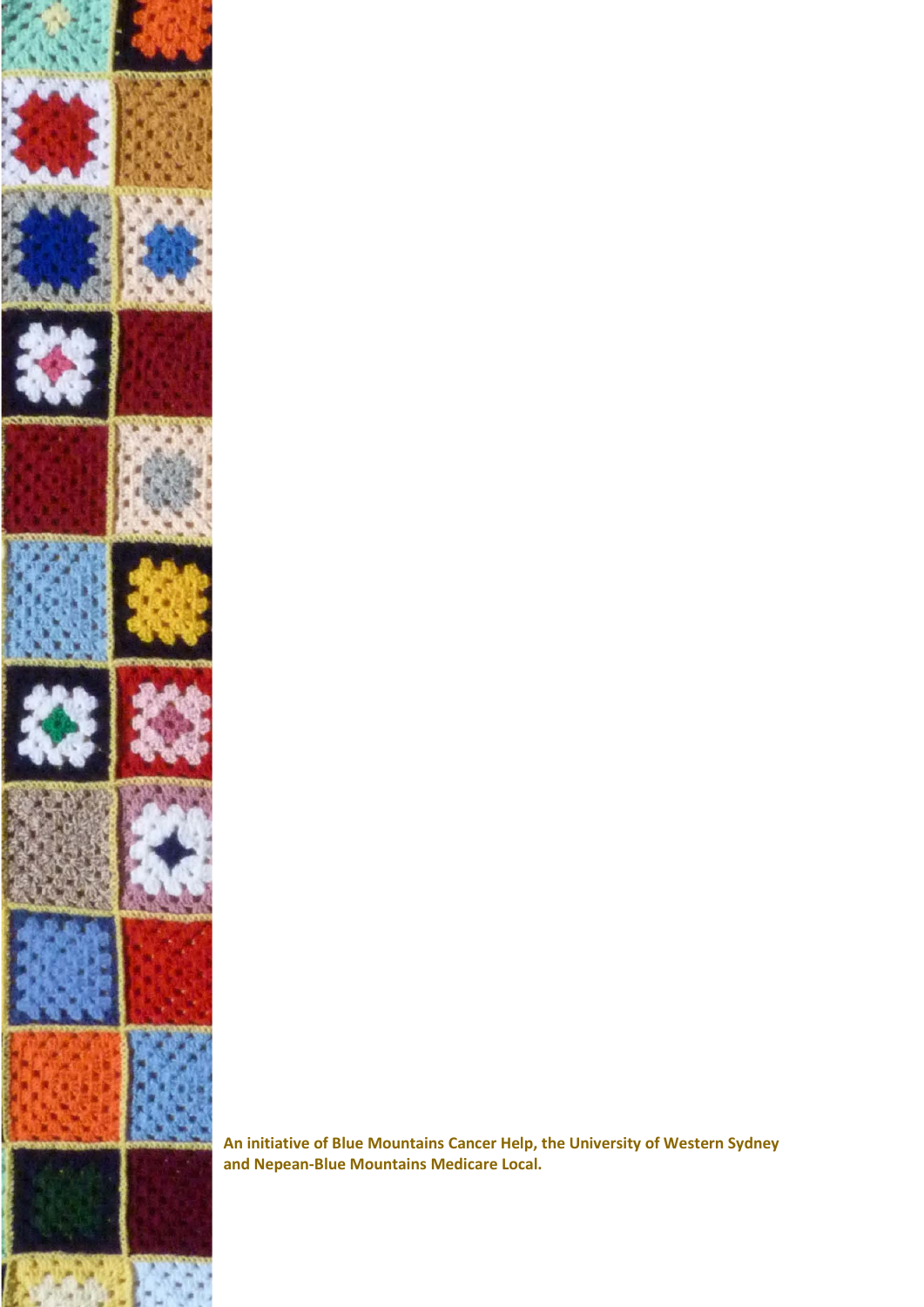**An initiative of Blue Mountains Cancer Help, the University of Western Sydney and Nepean-Blue Mountains Medicare Local.**